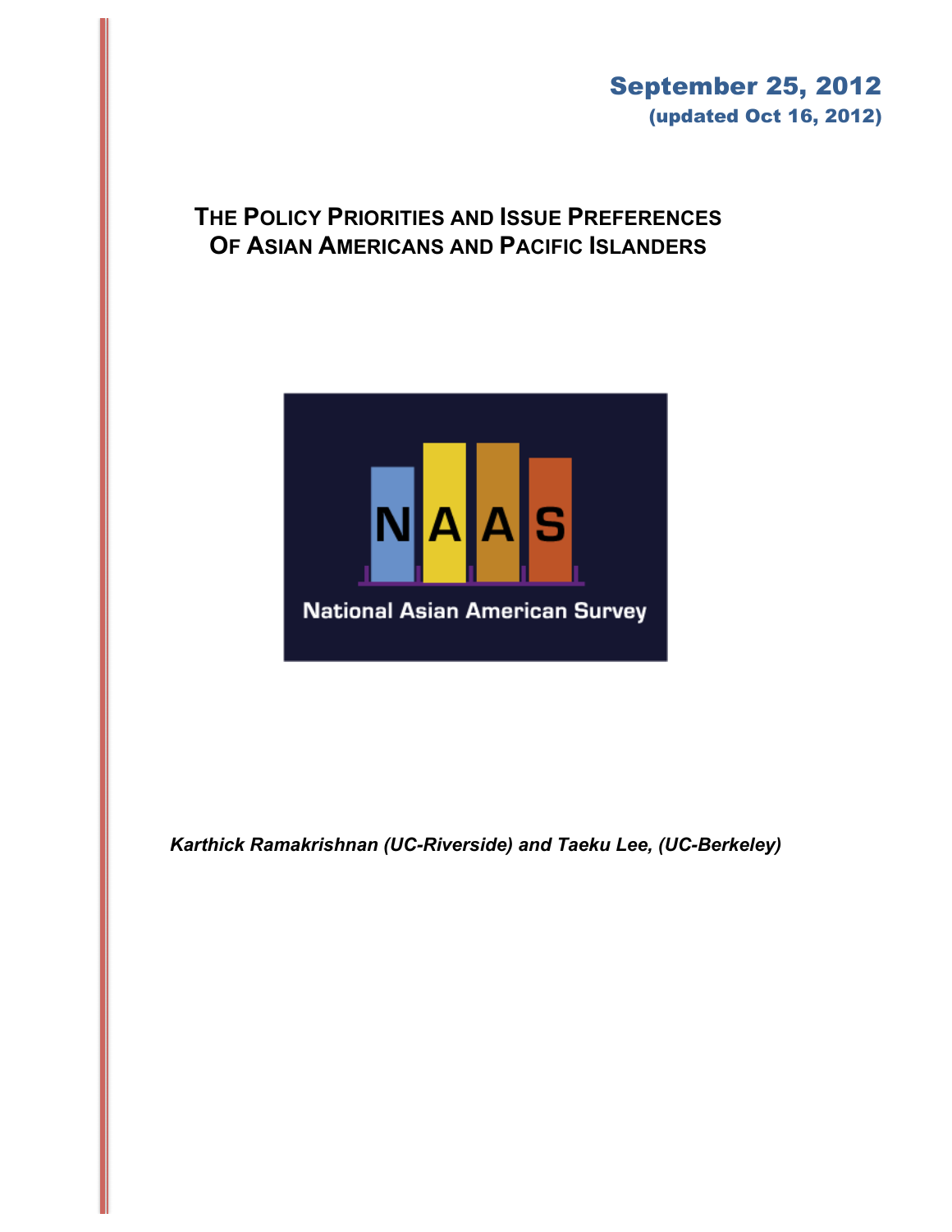**September 25, 2012**
**(updated Oct 16, 2012)**

# The Policy Priorities and Issue Preferences Of Asian Americans and Pacific Islanders

NAAS

National Asian American Survey

*Karthick Ramakrishnan (UC-Riverside) and Taeku Lee, (UC-Berkeley)*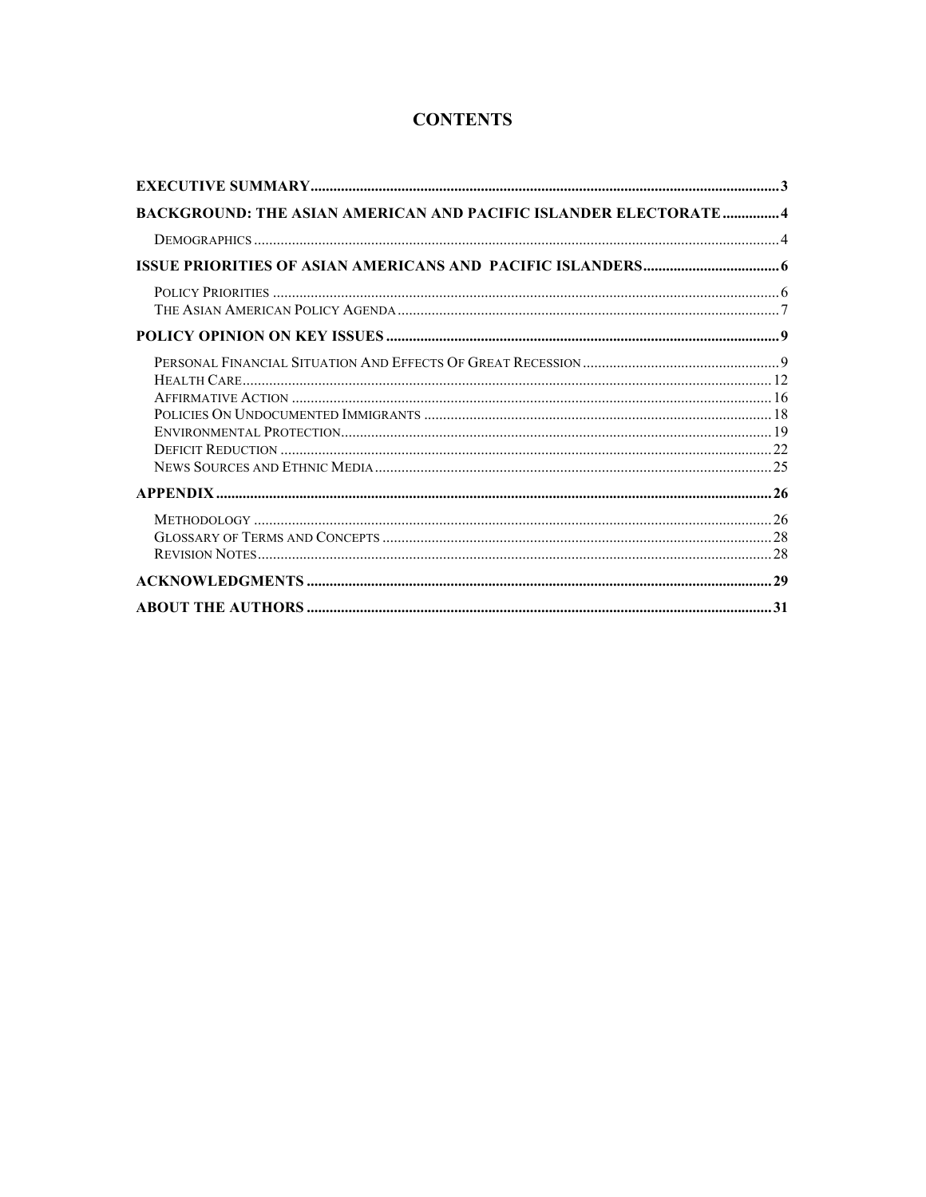# CONTENTS

**EXECUTIVE SUMMARY** .......... 3

**BACKGROUND: THE ASIAN AMERICAN AND PACIFIC ISLANDER ELECTORATE** .......... 4

- DEMOGRAPHICS .......... 4

**ISSUE PRIORITIES OF ASIAN AMERICANS AND PACIFIC ISLANDERS** .......... 6

- POLICY PRIORITIES .......... 6
- THE ASIAN AMERICAN POLICY AGENDA .......... 7

**POLICY OPINION ON KEY ISSUES** .......... 9

- PERSONAL FINANCIAL SITUATION AND EFFECTS OF GREAT RECESSION .......... 9
- HEALTH CARE .......... 12
- AFFIRMATIVE ACTION .......... 16
- POLICIES ON UNDOCUMENTED IMMIGRANTS .......... 18
- ENVIRONMENTAL PROTECTION .......... 19
- DEFICIT REDUCTION .......... 22
- NEWS SOURCES AND ETHNIC MEDIA .......... 25

**APPENDIX** .......... 26

- METHODOLOGY .......... 26
- GLOSSARY OF TERMS AND CONCEPTS .......... 28
- REVISION NOTES .......... 28

**ACKNOWLEDGMENTS** .......... 29

**ABOUT THE AUTHORS** .......... 31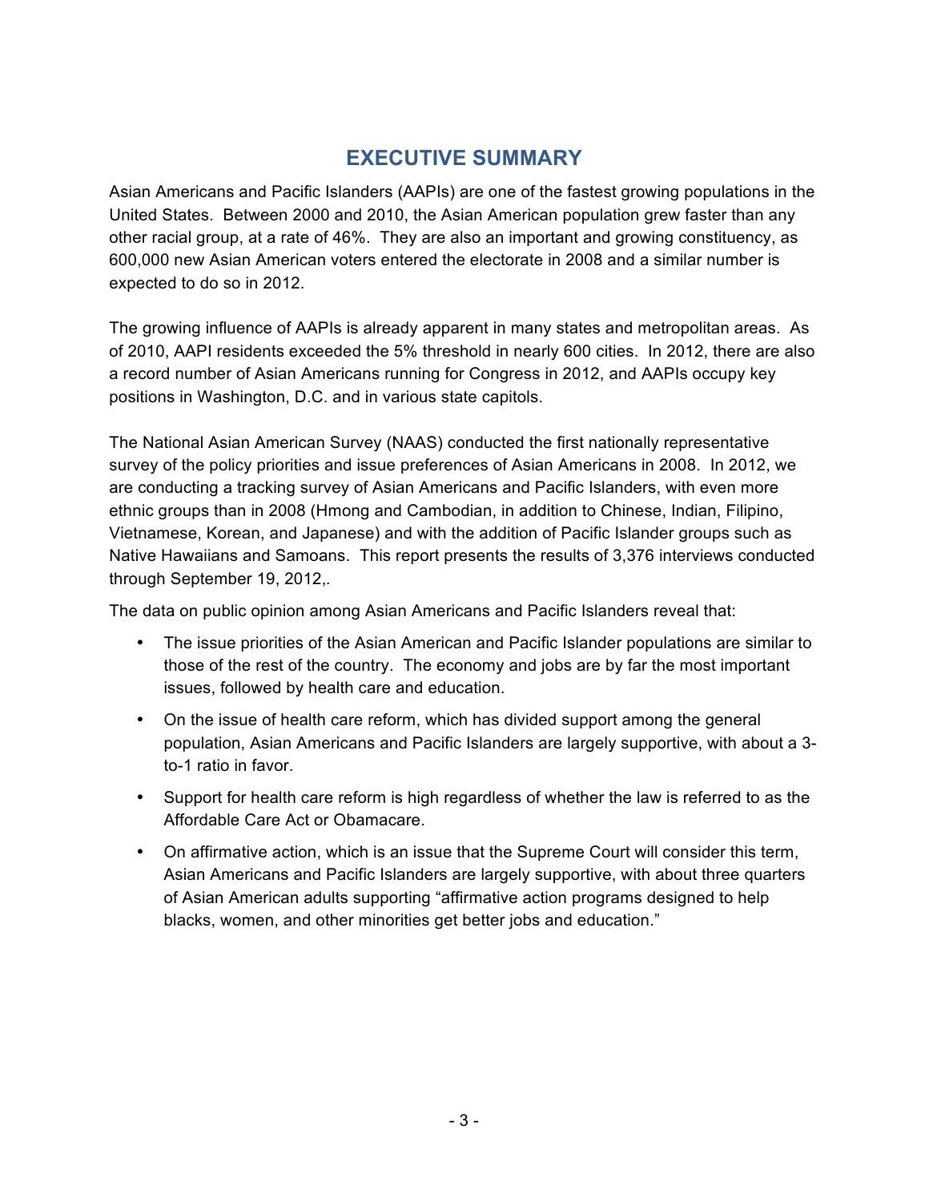# EXECUTIVE SUMMARY

Asian Americans and Pacific Islanders (AAPIs) are one of the fastest growing populations in the United States. Between 2000 and 2010, the Asian American population grew faster than any other racial group, at a rate of 46%. They are also an important and growing constituency, as 600,000 new Asian American voters entered the electorate in 2008 and a similar number is expected to do so in 2012.

The growing influence of AAPIs is already apparent in many states and metropolitan areas. As of 2010, AAPI residents exceeded the 5% threshold in nearly 600 cities. In 2012, there are also a record number of Asian Americans running for Congress in 2012, and AAPIs occupy key positions in Washington, D.C. and in various state capitols.

The National Asian American Survey (NAAS) conducted the first nationally representative survey of the policy priorities and issue preferences of Asian Americans in 2008. In 2012, we are conducting a tracking survey of Asian Americans and Pacific Islanders, with even more ethnic groups than in 2008 (Hmong and Cambodian, in addition to Chinese, Indian, Filipino, Vietnamese, Korean, and Japanese) and with the addition of Pacific Islander groups such as Native Hawaiians and Samoans. This report presents the results of 3,376 interviews conducted through September 19, 2012,.

The data on public opinion among Asian Americans and Pacific Islanders reveal that:

- The issue priorities of the Asian American and Pacific Islander populations are similar to those of the rest of the country. The economy and jobs are by far the most important issues, followed by health care and education.
- On the issue of health care reform, which has divided support among the general population, Asian Americans and Pacific Islanders are largely supportive, with about a 3-to-1 ratio in favor.
- Support for health care reform is high regardless of whether the law is referred to as the Affordable Care Act or Obamacare.
- On affirmative action, which is an issue that the Supreme Court will consider this term, Asian Americans and Pacific Islanders are largely supportive, with about three quarters of Asian American adults supporting "affirmative action programs designed to help blacks, women, and other minorities get better jobs and education."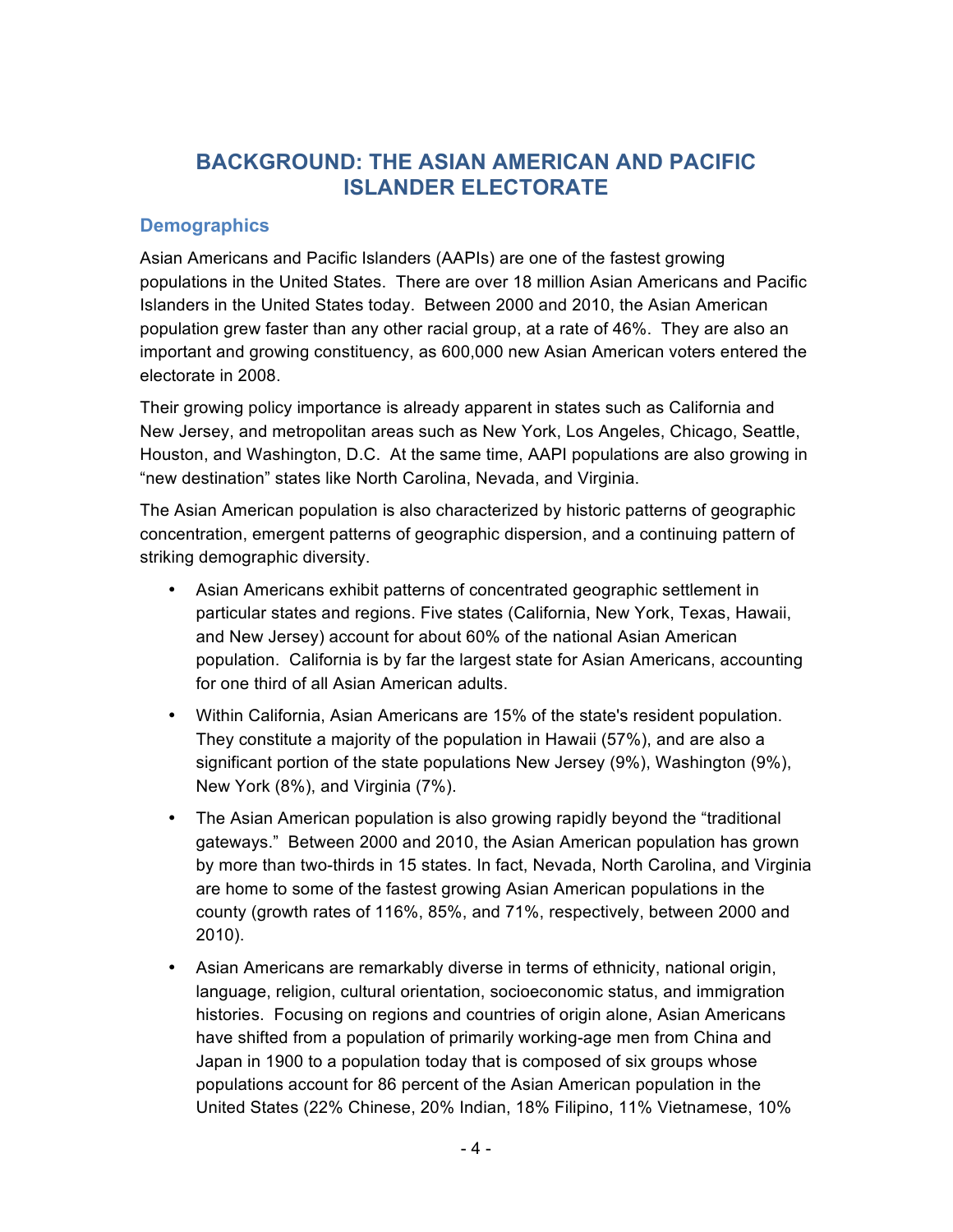# BACKGROUND: THE ASIAN AMERICAN AND PACIFIC ISLANDER ELECTORATE

## Demographics

Asian Americans and Pacific Islanders (AAPIs) are one of the fastest growing populations in the United States. There are over 18 million Asian Americans and Pacific Islanders in the United States today. Between 2000 and 2010, the Asian American population grew faster than any other racial group, at a rate of 46%. They are also an important and growing constituency, as 600,000 new Asian American voters entered the electorate in 2008.

Their growing policy importance is already apparent in states such as California and New Jersey, and metropolitan areas such as New York, Los Angeles, Chicago, Seattle, Houston, and Washington, D.C. At the same time, AAPI populations are also growing in "new destination" states like North Carolina, Nevada, and Virginia.

The Asian American population is also characterized by historic patterns of geographic concentration, emergent patterns of geographic dispersion, and a continuing pattern of striking demographic diversity.

- Asian Americans exhibit patterns of concentrated geographic settlement in particular states and regions. Five states (California, New York, Texas, Hawaii, and New Jersey) account for about 60% of the national Asian American population. California is by far the largest state for Asian Americans, accounting for one third of all Asian American adults.
- Within California, Asian Americans are 15% of the state's resident population. They constitute a majority of the population in Hawaii (57%), and are also a significant portion of the state populations New Jersey (9%), Washington (9%), New York (8%), and Virginia (7%).
- The Asian American population is also growing rapidly beyond the "traditional gateways." Between 2000 and 2010, the Asian American population has grown by more than two-thirds in 15 states. In fact, Nevada, North Carolina, and Virginia are home to some of the fastest growing Asian American populations in the county (growth rates of 116%, 85%, and 71%, respectively, between 2000 and 2010).
- Asian Americans are remarkably diverse in terms of ethnicity, national origin, language, religion, cultural orientation, socioeconomic status, and immigration histories. Focusing on regions and countries of origin alone, Asian Americans have shifted from a population of primarily working-age men from China and Japan in 1900 to a population today that is composed of six groups whose populations account for 86 percent of the Asian American population in the United States (22% Chinese, 20% Indian, 18% Filipino, 11% Vietnamese, 10%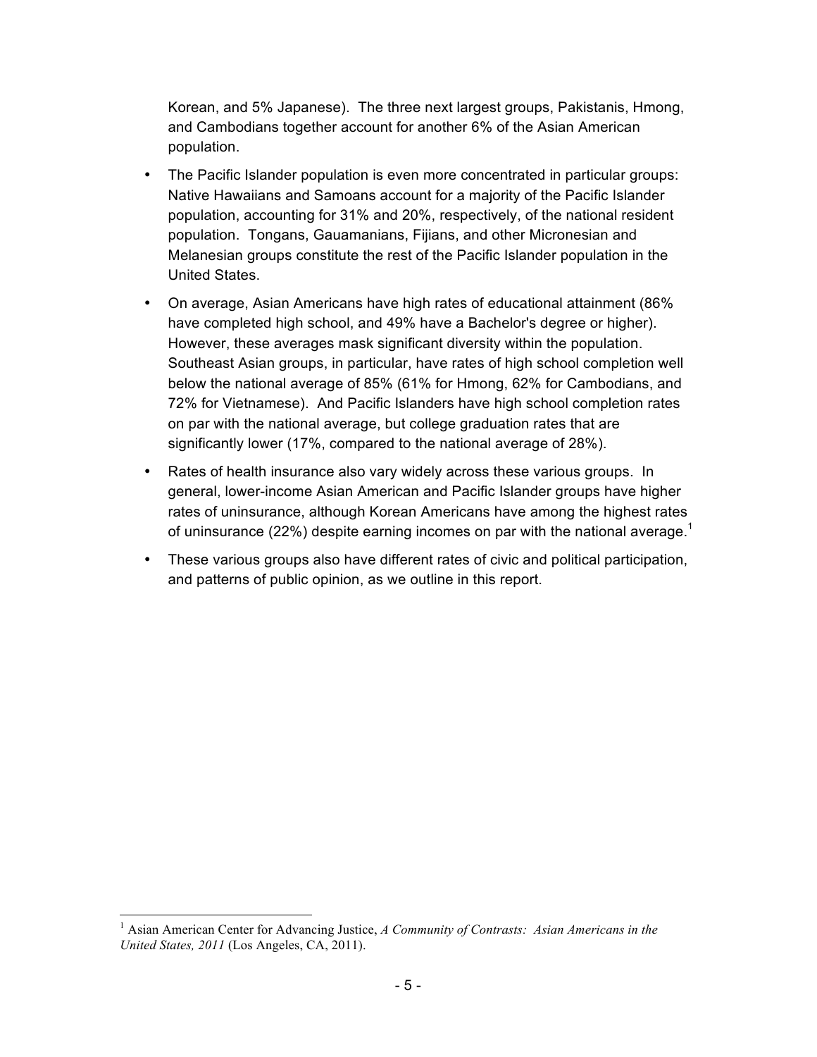Korean, and 5% Japanese). The three next largest groups, Pakistanis, Hmong, and Cambodians together account for another 6% of the Asian American population.

- The Pacific Islander population is even more concentrated in particular groups: Native Hawaiians and Samoans account for a majority of the Pacific Islander population, accounting for 31% and 20%, respectively, of the national resident population. Tongans, Gauamanians, Fijians, and other Micronesian and Melanesian groups constitute the rest of the Pacific Islander population in the United States.
- On average, Asian Americans have high rates of educational attainment (86% have completed high school, and 49% have a Bachelor's degree or higher). However, these averages mask significant diversity within the population. Southeast Asian groups, in particular, have rates of high school completion well below the national average of 85% (61% for Hmong, 62% for Cambodians, and 72% for Vietnamese). And Pacific Islanders have high school completion rates on par with the national average, but college graduation rates that are significantly lower (17%, compared to the national average of 28%).
- Rates of health insurance also vary widely across these various groups. In general, lower-income Asian American and Pacific Islander groups have higher rates of uninsurance, although Korean Americans have among the highest rates of uninsurance (22%) despite earning incomes on par with the national average.[1]
- These various groups also have different rates of civic and political participation, and patterns of public opinion, as we outline in this report.

---

[1] Asian American Center for Advancing Justice, *A Community of Contrasts: Asian Americans in the United States, 2011* (Los Angeles, CA, 2011).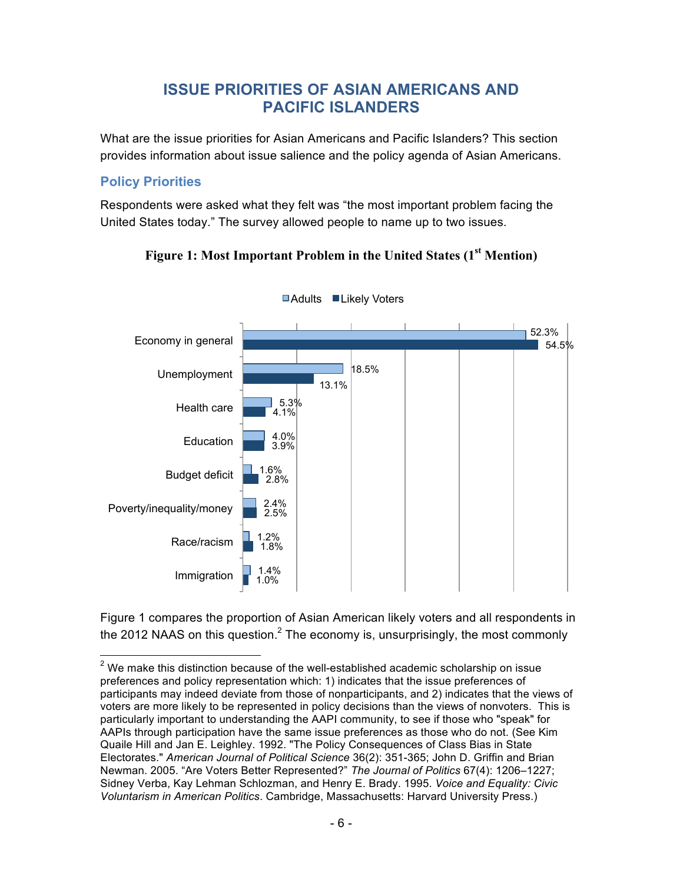# ISSUE PRIORITIES OF ASIAN AMERICANS AND PACIFIC ISLANDERS

What are the issue priorities for Asian Americans and Pacific Islanders? This section provides information about issue salience and the policy agenda of Asian Americans.

## Policy Priorities

Respondents were asked what they felt was "the most important problem facing the United States today." The survey allowed people to name up to two issues.

**Figure 1: Most Important Problem in the United States (1st Mention)**

| | Adults | Likely Voters |
|---|---|---|
| Economy in general | 52.3% | 54.5% |
| Unemployment | 18.5% | 13.1% |
| Health care | 5.3% | 4.1% |
| Education | 4.0% | 3.9% |
| Budget deficit | 1.6% | 2.8% |
| Poverty/inequality/money | 2.4% | 2.5% |
| Race/racism | 1.2% | 1.8% |
| Immigration | 1.4% | 1.0% |

Figure 1 compares the proportion of Asian American likely voters and all respondents in the 2012 NAAS on this question.[2] The economy is, unsurprisingly, the most commonly

[2] We make this distinction because of the well-established academic scholarship on issue preferences and policy representation which: 1) indicates that the issue preferences of participants may indeed deviate from those of nonparticipants, and 2) indicates that the views of voters are more likely to be represented in policy decisions than the views of nonvoters. This is particularly important to understanding the AAPI community, to see if those who "speak" for AAPIs through participation have the same issue preferences as those who do not. (See Kim Quaile Hill and Jan E. Leighley. 1992. "The Policy Consequences of Class Bias in State Electorates." *American Journal of Political Science* 36(2): 351-365; John D. Griffin and Brian Newman. 2005. "Are Voters Better Represented?" *The Journal of Politics* 67(4): 1206–1227; Sidney Verba, Kay Lehman Schlozman, and Henry E. Brady. 1995. *Voice and Equality: Civic Voluntarism in American Politics*. Cambridge, Massachusetts: Harvard University Press.)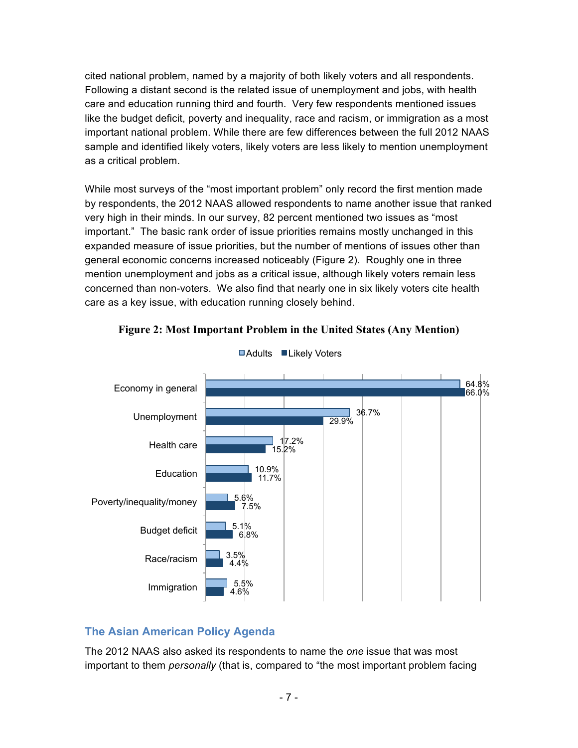cited national problem, named by a majority of both likely voters and all respondents. Following a distant second is the related issue of unemployment and jobs, with health care and education running third and fourth. Very few respondents mentioned issues like the budget deficit, poverty and inequality, race and racism, or immigration as a most important national problem. While there are few differences between the full 2012 NAAS sample and identified likely voters, likely voters are less likely to mention unemployment as a critical problem.

While most surveys of the "most important problem" only record the first mention made by respondents, the 2012 NAAS allowed respondents to name another issue that ranked very high in their minds. In our survey, 82 percent mentioned two issues as "most important." The basic rank order of issue priorities remains mostly unchanged in this expanded measure of issue priorities, but the number of mentions of issues other than general economic concerns increased noticeably (Figure 2). Roughly one in three mention unemployment and jobs as a critical issue, although likely voters remain less concerned than non-voters. We also find that nearly one in six likely voters cite health care as a key issue, with education running closely behind.

**Figure 2: Most Important Problem in the United States (Any Mention)**

| Issue | Adults | Likely Voters |
|---|---|---|
| Economy in general | 64.8% | 66.0% |
| Unemployment | 36.7% | 29.9% |
| Health care | 17.2% | 15.2% |
| Education | 10.9% | 11.7% |
| Poverty/inequality/money | 5.6% | 7.5% |
| Budget deficit | 5.1% | 6.8% |
| Race/racism | 3.5% | 4.4% |
| Immigration | 5.5% | 4.6% |

## The Asian American Policy Agenda

The 2012 NAAS also asked its respondents to name the *one* issue that was most important to them *personally* (that is, compared to "the most important problem facing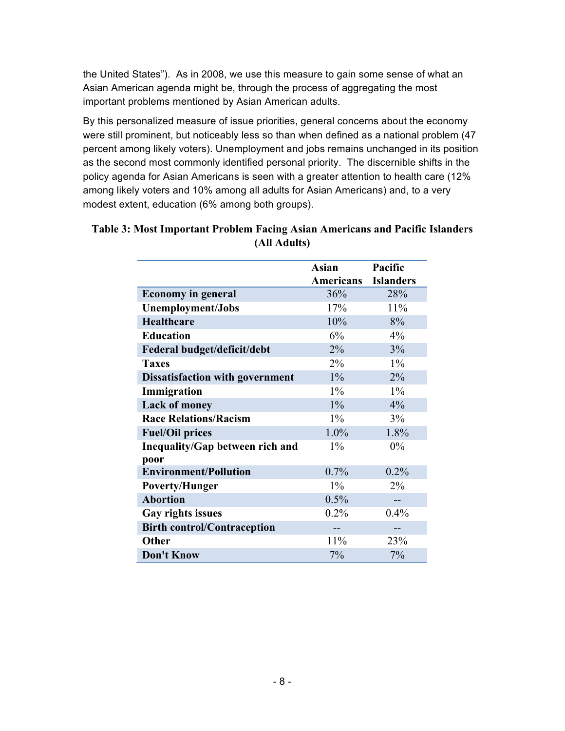the United States"). As in 2008, we use this measure to gain some sense of what an Asian American agenda might be, through the process of aggregating the most important problems mentioned by Asian American adults.

By this personalized measure of issue priorities, general concerns about the economy were still prominent, but noticeably less so than when defined as a national problem (47 percent among likely voters). Unemployment and jobs remains unchanged in its position as the second most commonly identified personal priority. The discernible shifts in the policy agenda for Asian Americans is seen with a greater attention to health care (12% among likely voters and 10% among all adults for Asian Americans) and, to a very modest extent, education (6% among both groups).

**Table 3: Most Important Problem Facing Asian Americans and Pacific Islanders (All Adults)**

| | Asian Americans | Pacific Islanders |
|---|---|---|
| **Economy in general** | 36% | 28% |
| **Unemployment/Jobs** | 17% | 11% |
| **Healthcare** | 10% | 8% |
| **Education** | 6% | 4% |
| **Federal budget/deficit/debt** | 2% | 3% |
| **Taxes** | 2% | 1% |
| **Dissatisfaction with government** | 1% | 2% |
| **Immigration** | 1% | 1% |
| **Lack of money** | 1% | 4% |
| **Race Relations/Racism** | 1% | 3% |
| **Fuel/Oil prices** | 1.0% | 1.8% |
| **Inequality/Gap between rich and poor** | 1% | 0% |
| **Environment/Pollution** | 0.7% | 0.2% |
| **Poverty/Hunger** | 1% | 2% |
| **Abortion** | 0.5% | -- |
| **Gay rights issues** | 0.2% | 0.4% |
| **Birth control/Contraception** | -- | -- |
| **Other** | 11% | 23% |
| **Don't Know** | 7% | 7% |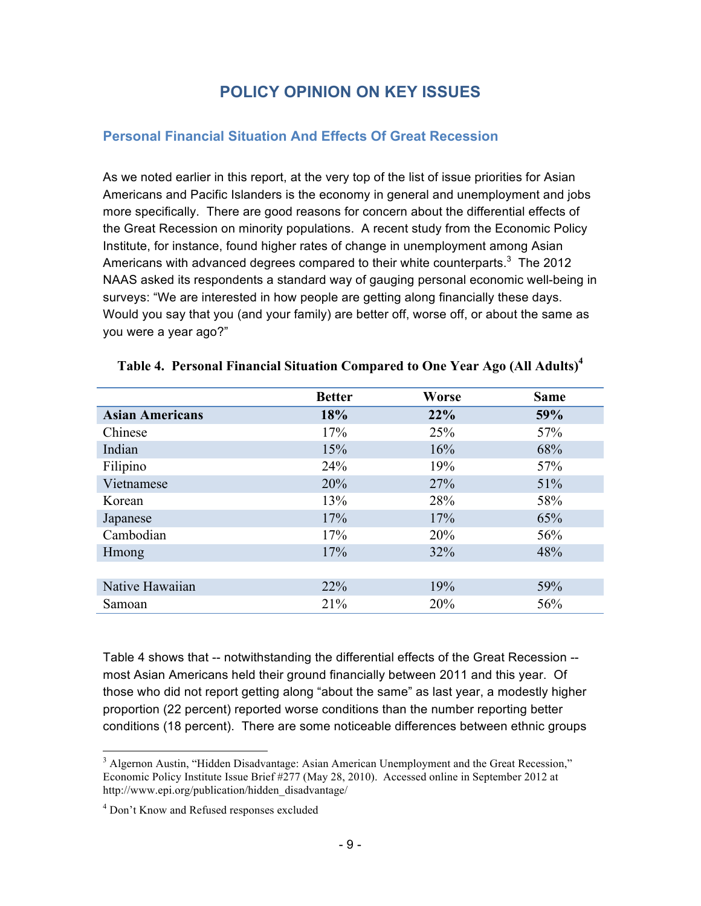# POLICY OPINION ON KEY ISSUES

## Personal Financial Situation And Effects Of Great Recession

As we noted earlier in this report, at the very top of the list of issue priorities for Asian Americans and Pacific Islanders is the economy in general and unemployment and jobs more specifically. There are good reasons for concern about the differential effects of the Great Recession on minority populations. A recent study from the Economic Policy Institute, for instance, found higher rates of change in unemployment among Asian Americans with advanced degrees compared to their white counterparts.[3] The 2012 NAAS asked its respondents a standard way of gauging personal economic well-being in surveys: "We are interested in how people are getting along financially these days. Would you say that you (and your family) are better off, worse off, or about the same as you were a year ago?"

**Table 4. Personal Financial Situation Compared to One Year Ago (All Adults)[4]**

| | Better | Worse | Same |
|---|---|---|---|
| **Asian Americans** | **18%** | **22%** | **59%** |
| Chinese | 17% | 25% | 57% |
| Indian | 15% | 16% | 68% |
| Filipino | 24% | 19% | 57% |
| Vietnamese | 20% | 27% | 51% |
| Korean | 13% | 28% | 58% |
| Japanese | 17% | 17% | 65% |
| Cambodian | 17% | 20% | 56% |
| Hmong | 17% | 32% | 48% |
| | | | |
| Native Hawaiian | 22% | 19% | 59% |
| Samoan | 21% | 20% | 56% |

Table 4 shows that -- notwithstanding the differential effects of the Great Recession -- most Asian Americans held their ground financially between 2011 and this year. Of those who did not report getting along "about the same" as last year, a modestly higher proportion (22 percent) reported worse conditions than the number reporting better conditions (18 percent). There are some noticeable differences between ethnic groups

[3] Algernon Austin, "Hidden Disadvantage: Asian American Unemployment and the Great Recession," Economic Policy Institute Issue Brief #277 (May 28, 2010). Accessed online in September 2012 at http://www.epi.org/publication/hidden_disadvantage/

[4] Don't Know and Refused responses excluded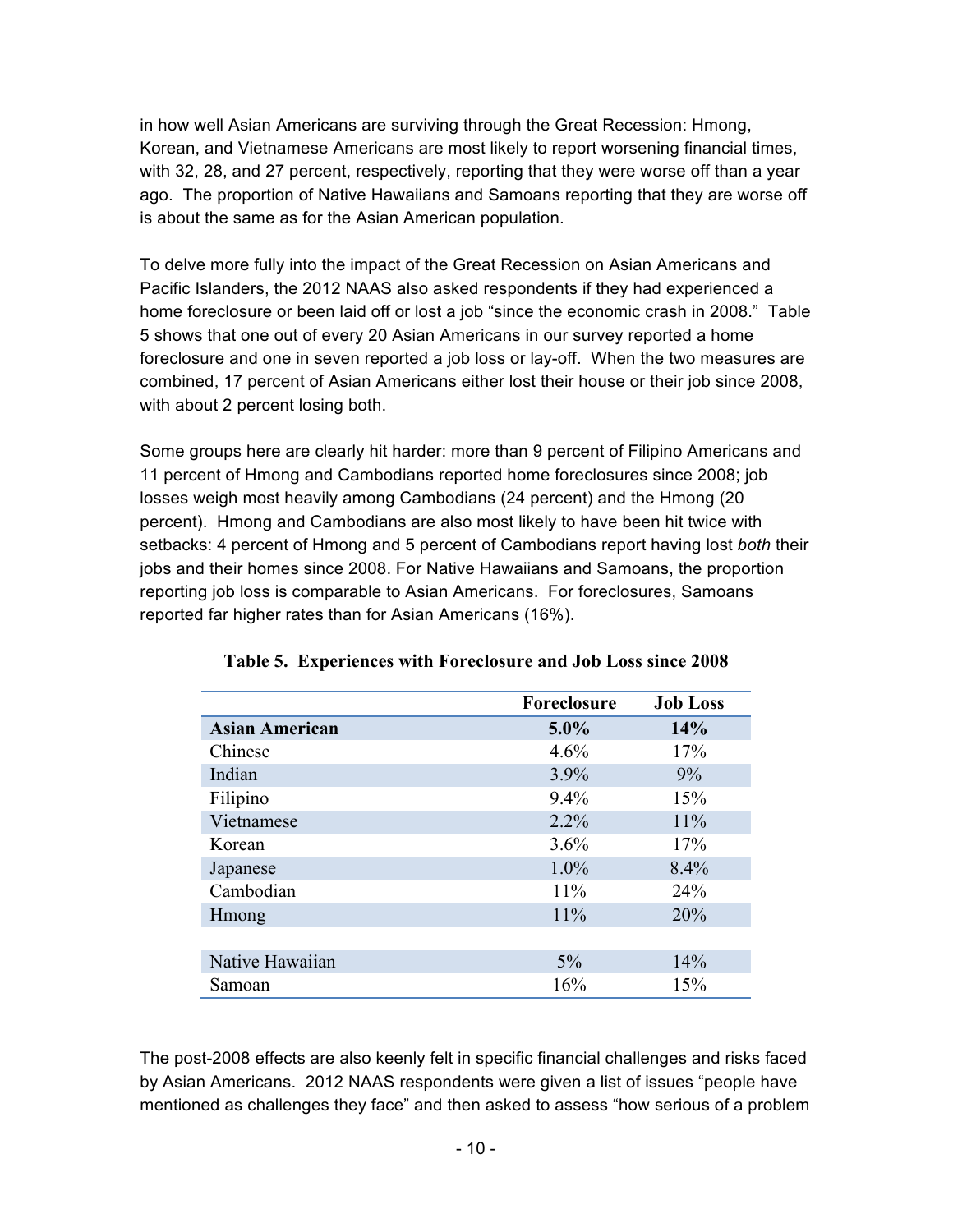in how well Asian Americans are surviving through the Great Recession: Hmong, Korean, and Vietnamese Americans are most likely to report worsening financial times, with 32, 28, and 27 percent, respectively, reporting that they were worse off than a year ago. The proportion of Native Hawaiians and Samoans reporting that they are worse off is about the same as for the Asian American population.

To delve more fully into the impact of the Great Recession on Asian Americans and Pacific Islanders, the 2012 NAAS also asked respondents if they had experienced a home foreclosure or been laid off or lost a job "since the economic crash in 2008." Table 5 shows that one out of every 20 Asian Americans in our survey reported a home foreclosure and one in seven reported a job loss or lay-off. When the two measures are combined, 17 percent of Asian Americans either lost their house or their job since 2008, with about 2 percent losing both.

Some groups here are clearly hit harder: more than 9 percent of Filipino Americans and 11 percent of Hmong and Cambodians reported home foreclosures since 2008; job losses weigh most heavily among Cambodians (24 percent) and the Hmong (20 percent). Hmong and Cambodians are also most likely to have been hit twice with setbacks: 4 percent of Hmong and 5 percent of Cambodians report having lost *both* their jobs and their homes since 2008. For Native Hawaiians and Samoans, the proportion reporting job loss is comparable to Asian Americans. For foreclosures, Samoans reported far higher rates than for Asian Americans (16%).

**Table 5. Experiences with Foreclosure and Job Loss since 2008**

| | Foreclosure | Job Loss |
|---|---|---|
| **Asian American** | **5.0%** | **14%** |
| Chinese | 4.6% | 17% |
| Indian | 3.9% | 9% |
| Filipino | 9.4% | 15% |
| Vietnamese | 2.2% | 11% |
| Korean | 3.6% | 17% |
| Japanese | 1.0% | 8.4% |
| Cambodian | 11% | 24% |
| Hmong | 11% | 20% |
| | | |
| Native Hawaiian | 5% | 14% |
| Samoan | 16% | 15% |

The post-2008 effects are also keenly felt in specific financial challenges and risks faced by Asian Americans. 2012 NAAS respondents were given a list of issues "people have mentioned as challenges they face" and then asked to assess "how serious of a problem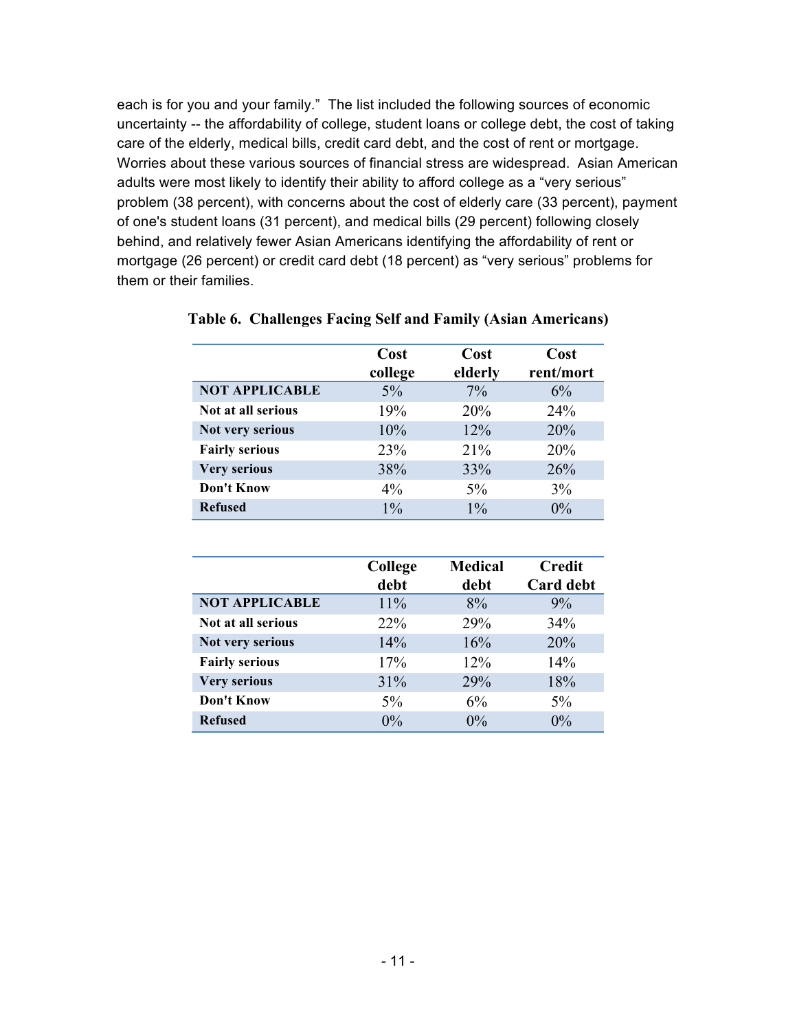each is for you and your family." The list included the following sources of economic uncertainty -- the affordability of college, student loans or college debt, the cost of taking care of the elderly, medical bills, credit card debt, and the cost of rent or mortgage. Worries about these various sources of financial stress are widespread. Asian American adults were most likely to identify their ability to afford college as a "very serious" problem (38 percent), with concerns about the cost of elderly care (33 percent), payment of one's student loans (31 percent), and medical bills (29 percent) following closely behind, and relatively fewer Asian Americans identifying the affordability of rent or mortgage (26 percent) or credit card debt (18 percent) as "very serious" problems for them or their families.

**Table 6. Challenges Facing Self and Family (Asian Americans)**

| | Cost college | Cost elderly | Cost rent/mort |
|---|---|---|---|
| **NOT APPLICABLE** | 5% | 7% | 6% |
| **Not at all serious** | 19% | 20% | 24% |
| **Not very serious** | 10% | 12% | 20% |
| **Fairly serious** | 23% | 21% | 20% |
| **Very serious** | 38% | 33% | 26% |
| **Don't Know** | 4% | 5% | 3% |
| **Refused** | 1% | 1% | 0% |

| | College debt | Medical debt | Credit Card debt |
|---|---|---|---|
| **NOT APPLICABLE** | 11% | 8% | 9% |
| **Not at all serious** | 22% | 29% | 34% |
| **Not very serious** | 14% | 16% | 20% |
| **Fairly serious** | 17% | 12% | 14% |
| **Very serious** | 31% | 29% | 18% |
| **Don't Know** | 5% | 6% | 5% |
| **Refused** | 0% | 0% | 0% |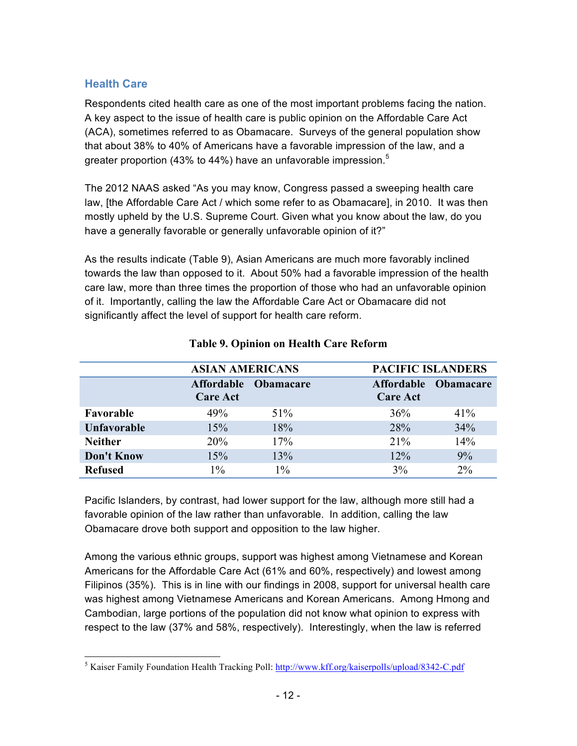## Health Care

Respondents cited health care as one of the most important problems facing the nation. A key aspect to the issue of health care is public opinion on the Affordable Care Act (ACA), sometimes referred to as Obamacare. Surveys of the general population show that about 38% to 40% of Americans have a favorable impression of the law, and a greater proportion (43% to 44%) have an unfavorable impression.[5]

The 2012 NAAS asked "As you may know, Congress passed a sweeping health care law, [the Affordable Care Act / which some refer to as Obamacare], in 2010. It was then mostly upheld by the U.S. Supreme Court. Given what you know about the law, do you have a generally favorable or generally unfavorable opinion of it?"

As the results indicate (Table 9), Asian Americans are much more favorably inclined towards the law than opposed to it. About 50% had a favorable impression of the health care law, more than three times the proportion of those who had an unfavorable opinion of it. Importantly, calling the law the Affordable Care Act or Obamacare did not significantly affect the level of support for health care reform.

**Table 9. Opinion on Health Care Reform**

| | ASIAN AMERICANS | | PACIFIC ISLANDERS | |
|---|---|---|---|---|
| | Affordable Care Act | Obamacare | Affordable Care Act | Obamacare |
| **Favorable** | 49% | 51% | 36% | 41% |
| **Unfavorable** | 15% | 18% | 28% | 34% |
| **Neither** | 20% | 17% | 21% | 14% |
| **Don't Know** | 15% | 13% | 12% | 9% |
| **Refused** | 1% | 1% | 3% | 2% |

Pacific Islanders, by contrast, had lower support for the law, although more still had a favorable opinion of the law rather than unfavorable. In addition, calling the law Obamacare drove both support and opposition to the law higher.

Among the various ethnic groups, support was highest among Vietnamese and Korean Americans for the Affordable Care Act (61% and 60%, respectively) and lowest among Filipinos (35%). This is in line with our findings in 2008, support for universal health care was highest among Vietnamese Americans and Korean Americans. Among Hmong and Cambodian, large portions of the population did not know what opinion to express with respect to the law (37% and 58%, respectively). Interestingly, when the law is referred

[5] Kaiser Family Foundation Health Tracking Poll: http://www.kff.org/kaiserpolls/upload/8342-C.pdf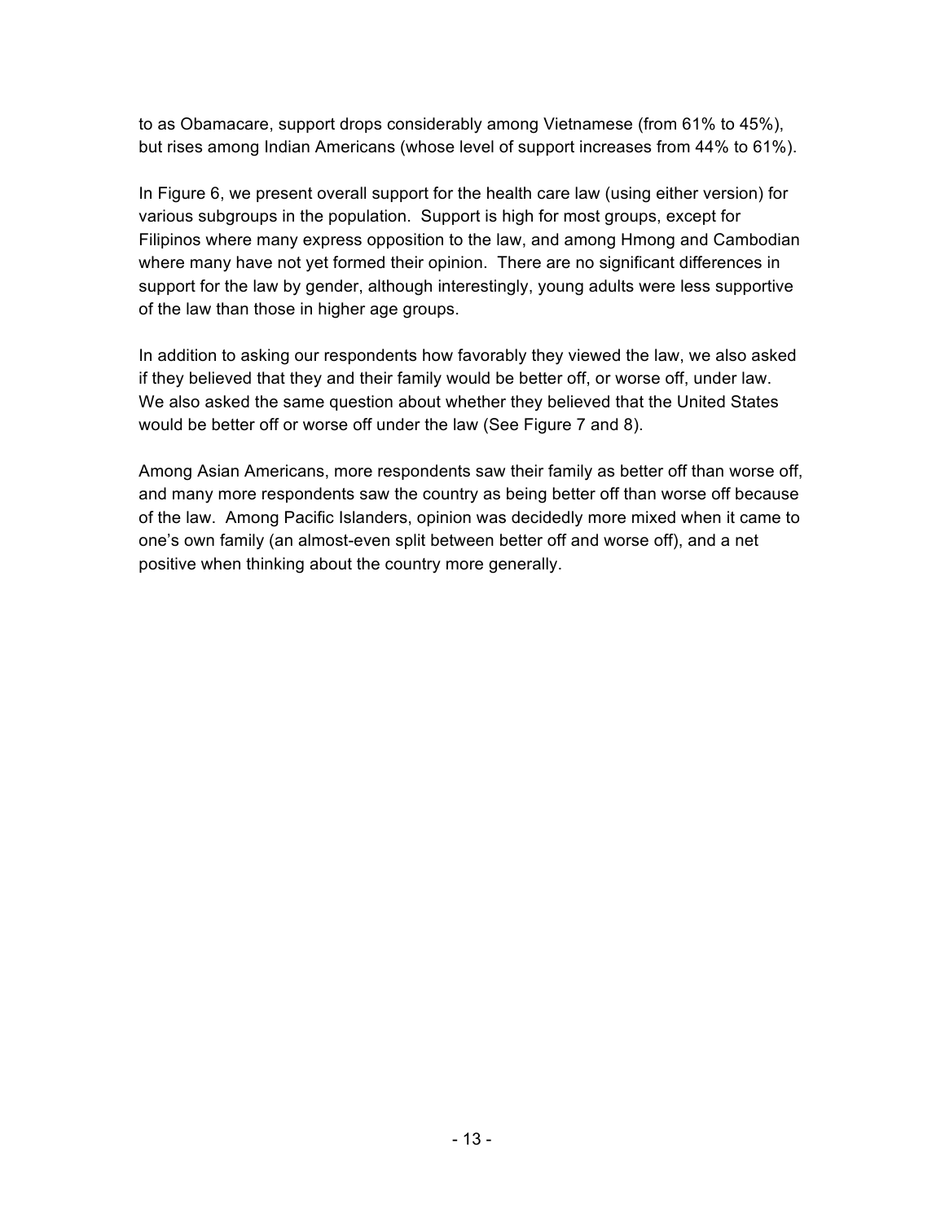to as Obamacare, support drops considerably among Vietnamese (from 61% to 45%), but rises among Indian Americans (whose level of support increases from 44% to 61%).

In Figure 6, we present overall support for the health care law (using either version) for various subgroups in the population. Support is high for most groups, except for Filipinos where many express opposition to the law, and among Hmong and Cambodian where many have not yet formed their opinion. There are no significant differences in support for the law by gender, although interestingly, young adults were less supportive of the law than those in higher age groups.

In addition to asking our respondents how favorably they viewed the law, we also asked if they believed that they and their family would be better off, or worse off, under law. We also asked the same question about whether they believed that the United States would be better off or worse off under the law (See Figure 7 and 8).

Among Asian Americans, more respondents saw their family as better off than worse off, and many more respondents saw the country as being better off than worse off because of the law. Among Pacific Islanders, opinion was decidedly more mixed when it came to one's own family (an almost-even split between better off and worse off), and a net positive when thinking about the country more generally.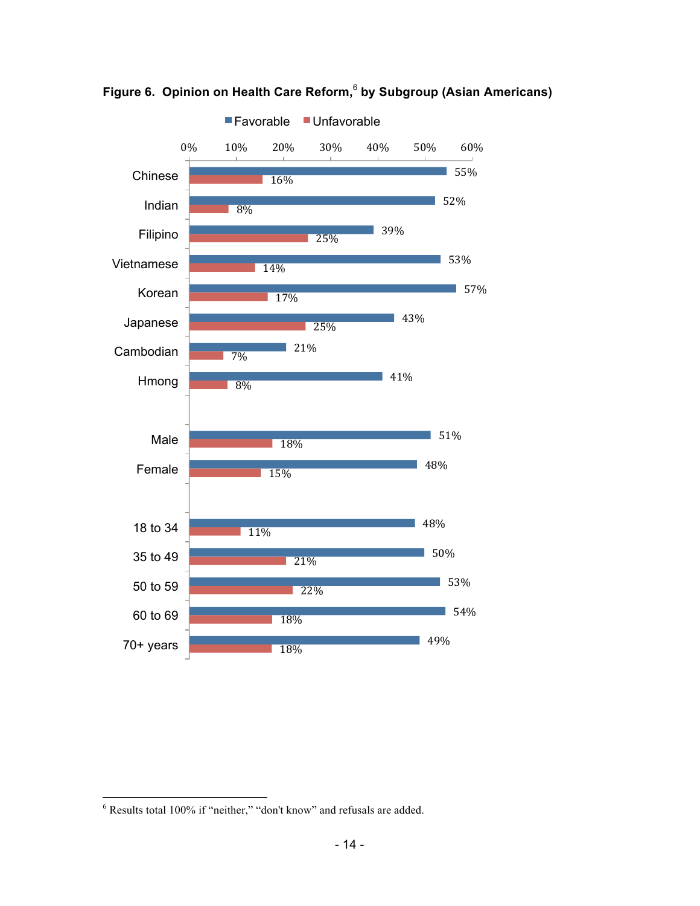**Figure 6. Opinion on Health Care Reform,[6] by Subgroup (Asian Americans)**

| Subgroup | Favorable | Unfavorable |
|---|---|---|
| Chinese | 55% | 16% |
| Indian | 52% | 8% |
| Filipino | 39% | 25% |
| Vietnamese | 53% | 14% |
| Korean | 57% | 17% |
| Japanese | 43% | 25% |
| Cambodian | 21% | 7% |
| Hmong | 41% | 8% |
| Male | 51% | 18% |
| Female | 48% | 15% |
| 18 to 34 | 48% | 11% |
| 35 to 49 | 50% | 21% |
| 50 to 59 | 53% | 22% |
| 60 to 69 | 54% | 18% |
| 70+ years | 49% | 18% |

[6] Results total 100% if "neither," "don't know" and refusals are added.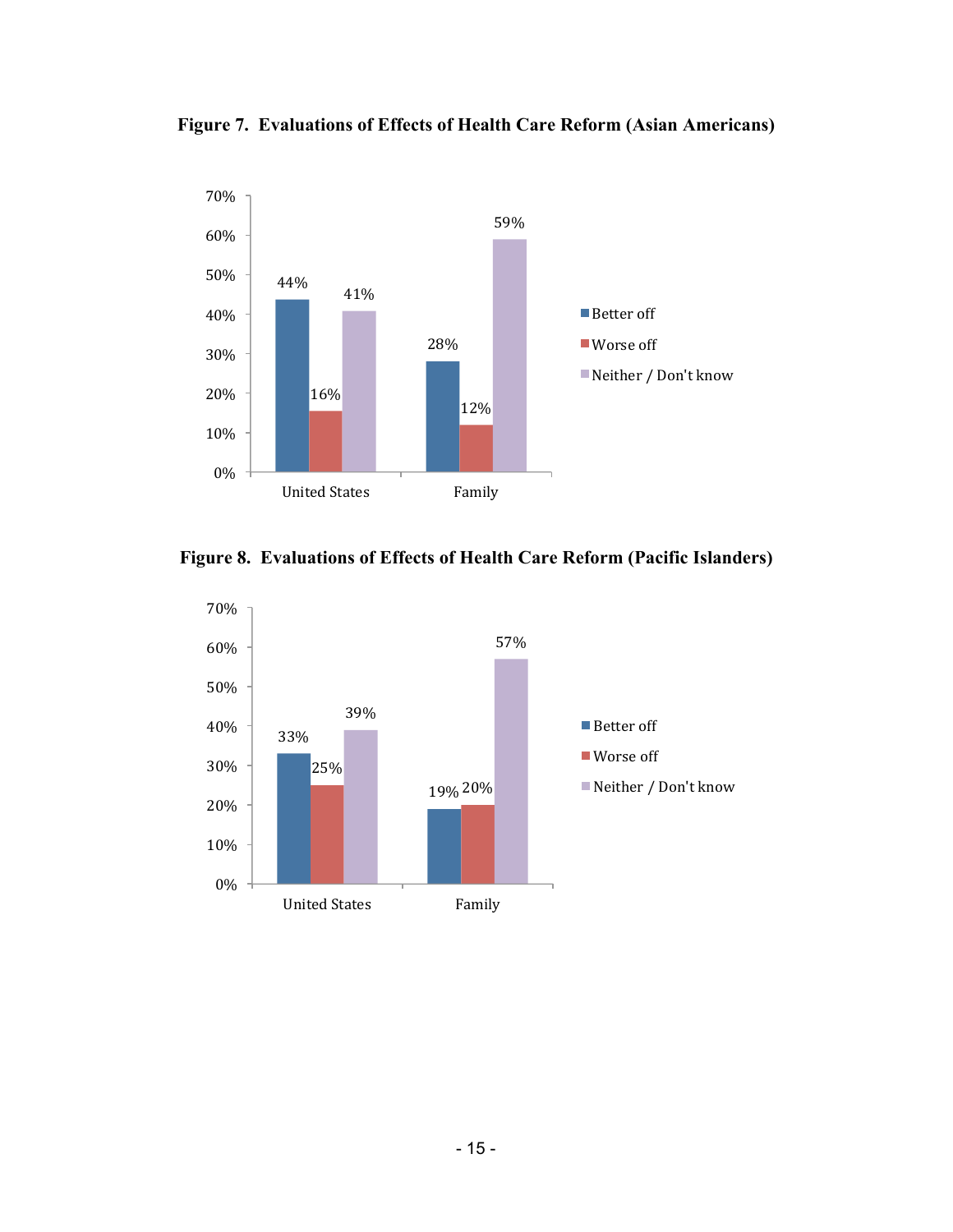**Figure 7. Evaluations of Effects of Health Care Reform (Asian Americans)**

| | Better off | Worse off | Neither / Don't know |
|---|---|---|---|
| United States | 44% | 16% | 41% |
| Family | 28% | 12% | 59% |

**Figure 8. Evaluations of Effects of Health Care Reform (Pacific Islanders)**

| | Better off | Worse off | Neither / Don't know |
|---|---|---|---|
| United States | 33% | 25% | 39% |
| Family | 19% | 20% | 57% |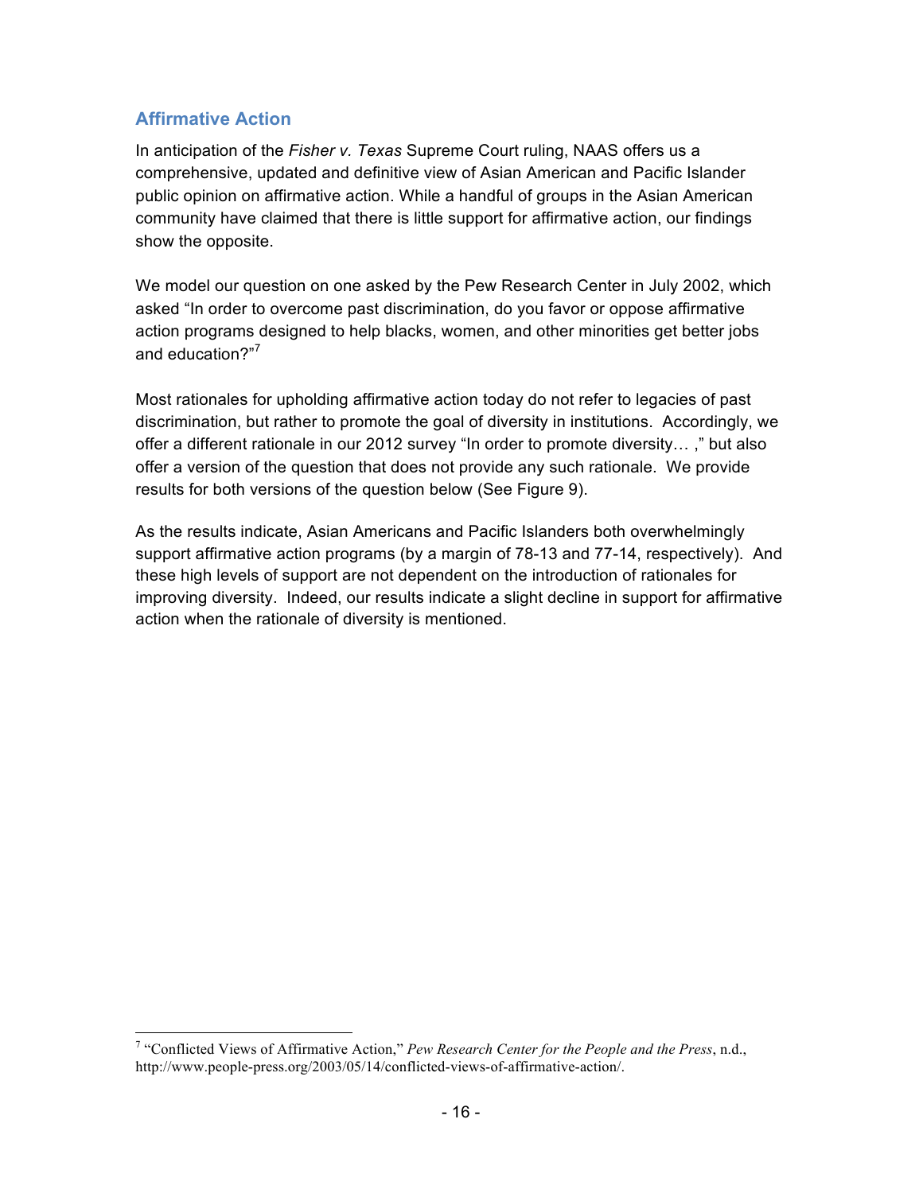## Affirmative Action

In anticipation of the *Fisher v. Texas* Supreme Court ruling, NAAS offers us a comprehensive, updated and definitive view of Asian American and Pacific Islander public opinion on affirmative action. While a handful of groups in the Asian American community have claimed that there is little support for affirmative action, our findings show the opposite.

We model our question on one asked by the Pew Research Center in July 2002, which asked "In order to overcome past discrimination, do you favor or oppose affirmative action programs designed to help blacks, women, and other minorities get better jobs and education?"[7]

Most rationales for upholding affirmative action today do not refer to legacies of past discrimination, but rather to promote the goal of diversity in institutions. Accordingly, we offer a different rationale in our 2012 survey "In order to promote diversity… ," but also offer a version of the question that does not provide any such rationale. We provide results for both versions of the question below (See Figure 9).

As the results indicate, Asian Americans and Pacific Islanders both overwhelmingly support affirmative action programs (by a margin of 78-13 and 77-14, respectively). And these high levels of support are not dependent on the introduction of rationales for improving diversity. Indeed, our results indicate a slight decline in support for affirmative action when the rationale of diversity is mentioned.

---

[7] "Conflicted Views of Affirmative Action," *Pew Research Center for the People and the Press*, n.d., http://www.people-press.org/2003/05/14/conflicted-views-of-affirmative-action/.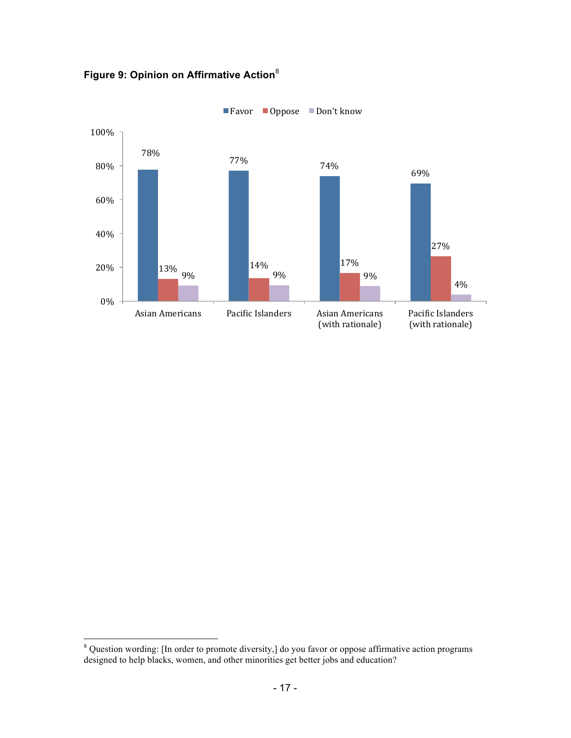**Figure 9: Opinion on Affirmative Action**[8]

| | Favor | Oppose | Don't know |
|---|---|---|---|
| Asian Americans | 78% | 13% | 9% |
| Pacific Islanders | 77% | 14% | 9% |
| Asian Americans (with rationale) | 74% | 17% | 9% |
| Pacific Islanders (with rationale) | 69% | 27% | 4% |

[8] Question wording: [In order to promote diversity,] do you favor or oppose affirmative action programs designed to help blacks, women, and other minorities get better jobs and education?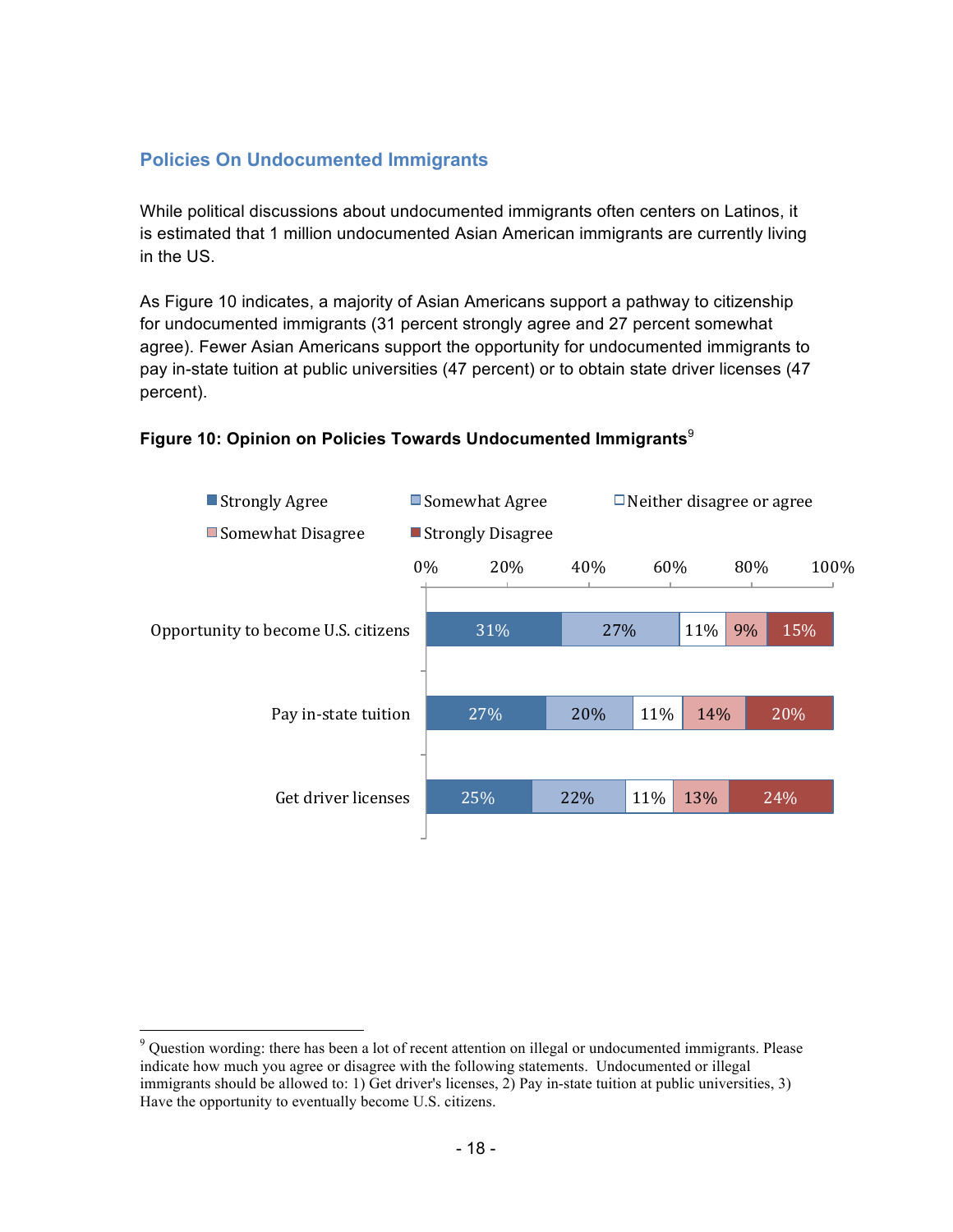## Policies On Undocumented Immigrants

While political discussions about undocumented immigrants often centers on Latinos, it is estimated that 1 million undocumented Asian American immigrants are currently living in the US.

As Figure 10 indicates, a majority of Asian Americans support a pathway to citizenship for undocumented immigrants (31 percent strongly agree and 27 percent somewhat agree). Fewer Asian Americans support the opportunity for undocumented immigrants to pay in-state tuition at public universities (47 percent) or to obtain state driver licenses (47 percent).

**Figure 10: Opinion on Policies Towards Undocumented Immigrants**[9]

| | Strongly Agree | Somewhat Agree | Neither disagree or agree | Somewhat Disagree | Strongly Disagree |
|---|---|---|---|---|---|
| Opportunity to become U.S. citizens | 31% | 27% | 11% | 9% | 15% |
| Pay in-state tuition | 27% | 20% | 11% | 14% | 20% |
| Get driver licenses | 25% | 22% | 11% | 13% | 24% |

[9] Question wording: there has been a lot of recent attention on illegal or undocumented immigrants. Please indicate how much you agree or disagree with the following statements. Undocumented or illegal immigrants should be allowed to: 1) Get driver's licenses, 2) Pay in-state tuition at public universities, 3) Have the opportunity to eventually become U.S. citizens.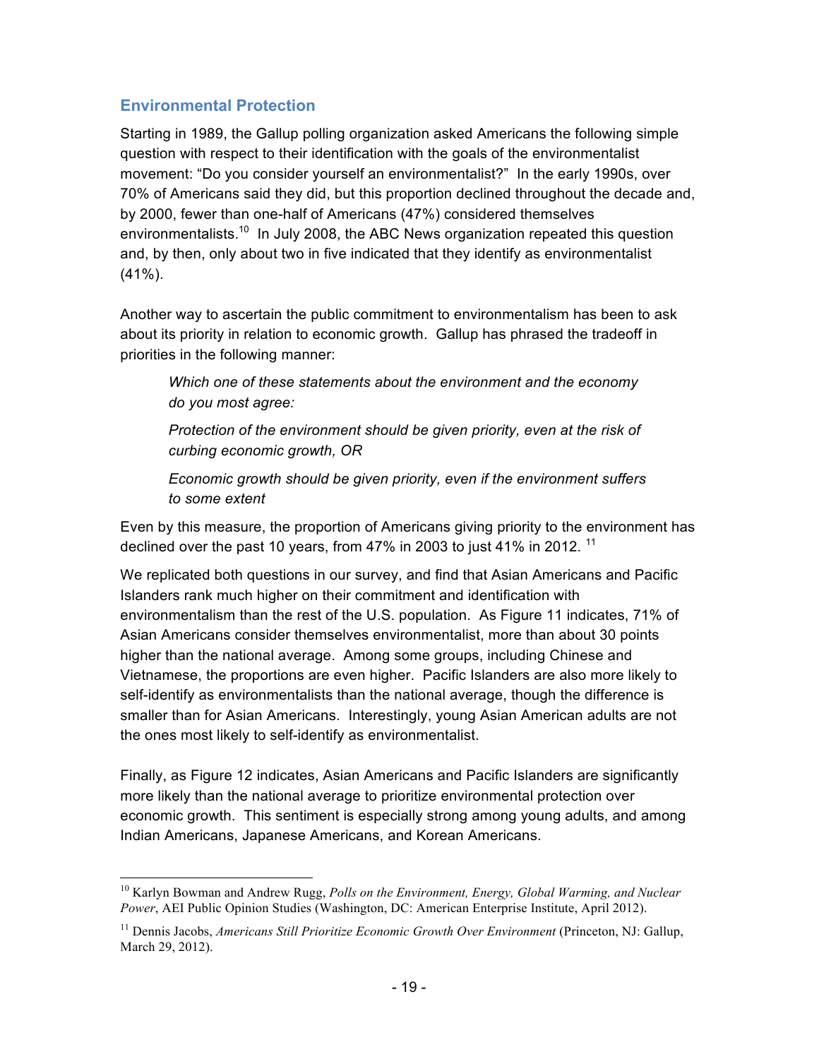## Environmental Protection

Starting in 1989, the Gallup polling organization asked Americans the following simple question with respect to their identification with the goals of the environmentalist movement: "Do you consider yourself an environmentalist?" In the early 1990s, over 70% of Americans said they did, but this proportion declined throughout the decade and, by 2000, fewer than one-half of Americans (47%) considered themselves environmentalists.[10] In July 2008, the ABC News organization repeated this question and, by then, only about two in five indicated that they identify as environmentalist (41%).

Another way to ascertain the public commitment to environmentalism has been to ask about its priority in relation to economic growth. Gallup has phrased the tradeoff in priorities in the following manner:

> *Which one of these statements about the environment and the economy do you most agree:*
>
> *Protection of the environment should be given priority, even at the risk of curbing economic growth, OR*
>
> *Economic growth should be given priority, even if the environment suffers to some extent*

Even by this measure, the proportion of Americans giving priority to the environment has declined over the past 10 years, from 47% in 2003 to just 41% in 2012.[11]

We replicated both questions in our survey, and find that Asian Americans and Pacific Islanders rank much higher on their commitment and identification with environmentalism than the rest of the U.S. population. As Figure 11 indicates, 71% of Asian Americans consider themselves environmentalist, more than about 30 points higher than the national average. Among some groups, including Chinese and Vietnamese, the proportions are even higher. Pacific Islanders are also more likely to self-identify as environmentalists than the national average, though the difference is smaller than for Asian Americans. Interestingly, young Asian American adults are not the ones most likely to self-identify as environmentalist.

Finally, as Figure 12 indicates, Asian Americans and Pacific Islanders are significantly more likely than the national average to prioritize environmental protection over economic growth. This sentiment is especially strong among young adults, and among Indian Americans, Japanese Americans, and Korean Americans.

---

[10] Karlyn Bowman and Andrew Rugg, *Polls on the Environment, Energy, Global Warming, and Nuclear Power*, AEI Public Opinion Studies (Washington, DC: American Enterprise Institute, April 2012).

[11] Dennis Jacobs, *Americans Still Prioritize Economic Growth Over Environment* (Princeton, NJ: Gallup, March 29, 2012).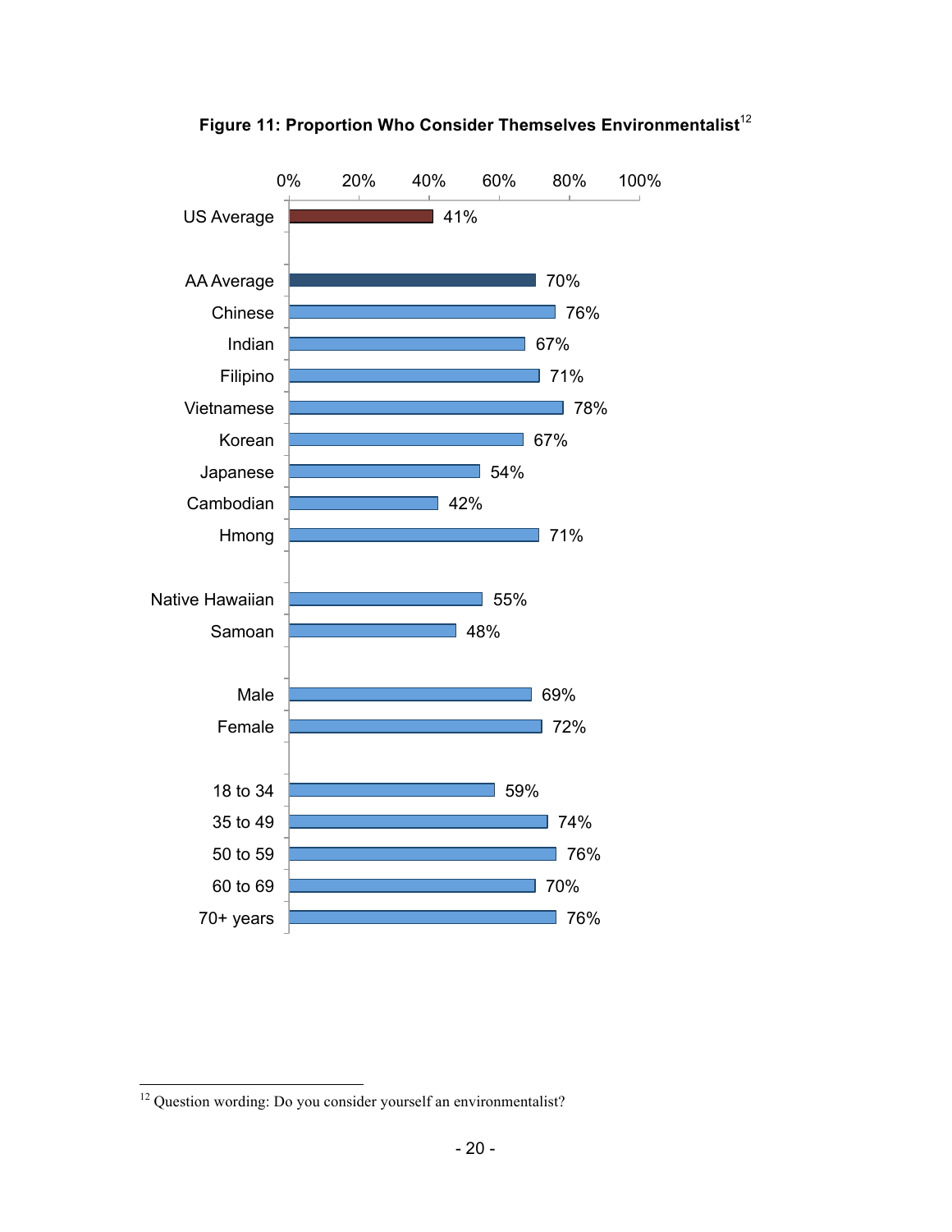**Figure 11: Proportion Who Consider Themselves Environmentalist**[12]

| Group | Percentage |
| --- | --- |
| US Average | 41% |
| AA Average | 70% |
| Chinese | 76% |
| Indian | 67% |
| Filipino | 71% |
| Vietnamese | 78% |
| Korean | 67% |
| Japanese | 54% |
| Cambodian | 42% |
| Hmong | 71% |
| Native Hawaiian | 55% |
| Samoan | 48% |
| Male | 69% |
| Female | 72% |
| 18 to 34 | 59% |
| 35 to 49 | 74% |
| 50 to 59 | 76% |
| 60 to 69 | 70% |
| 70+ years | 76% |

[12] Question wording: Do you consider yourself an environmentalist?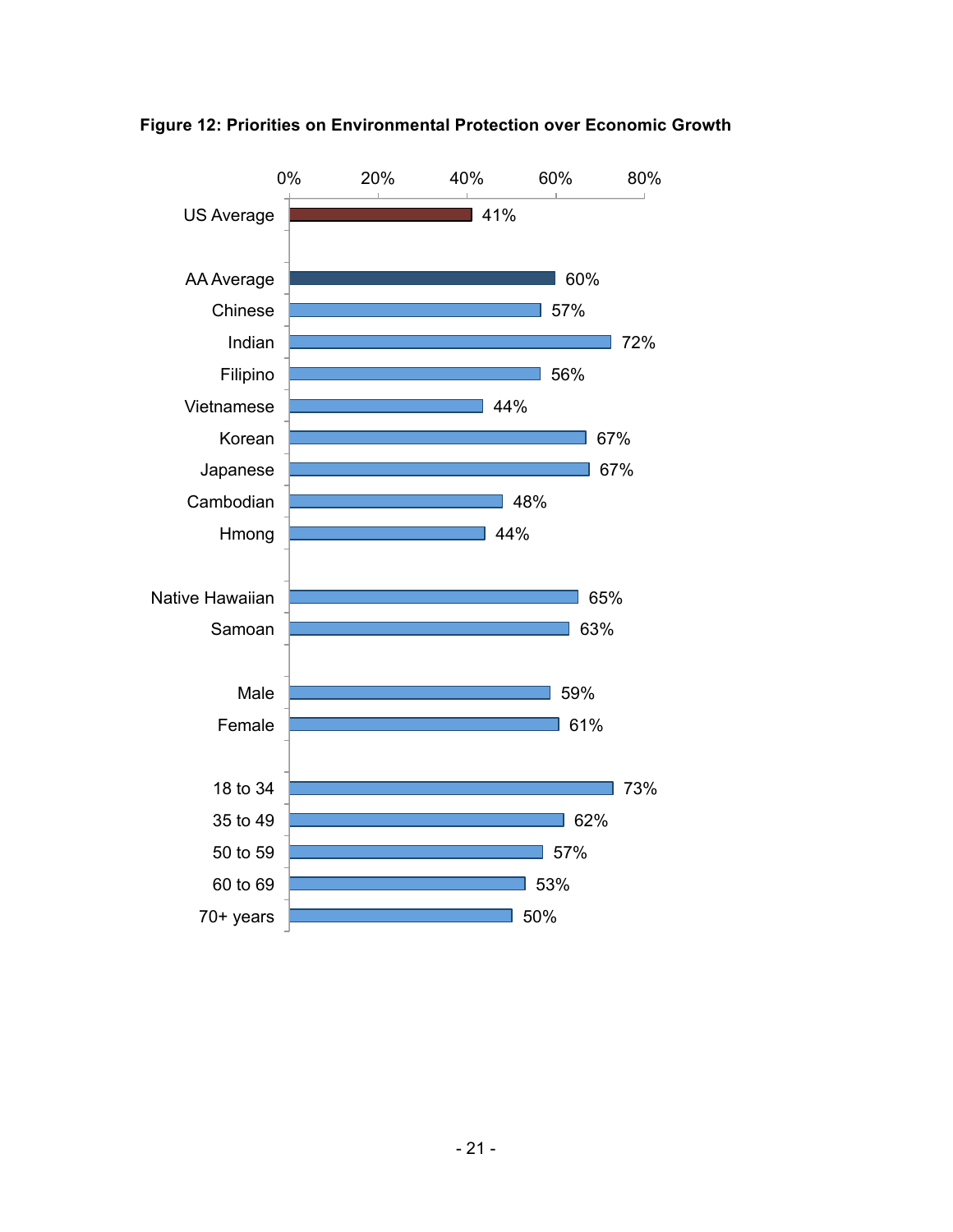**Figure 12: Priorities on Environmental Protection over Economic Growth**

| Group | Percentage |
| --- | --- |
| US Average | 41% |
| AA Average | 60% |
| Chinese | 57% |
| Indian | 72% |
| Filipino | 56% |
| Vietnamese | 44% |
| Korean | 67% |
| Japanese | 67% |
| Cambodian | 48% |
| Hmong | 44% |
| Native Hawaiian | 65% |
| Samoan | 63% |
| Male | 59% |
| Female | 61% |
| 18 to 34 | 73% |
| 35 to 49 | 62% |
| 50 to 59 | 57% |
| 60 to 69 | 53% |
| 70+ years | 50% |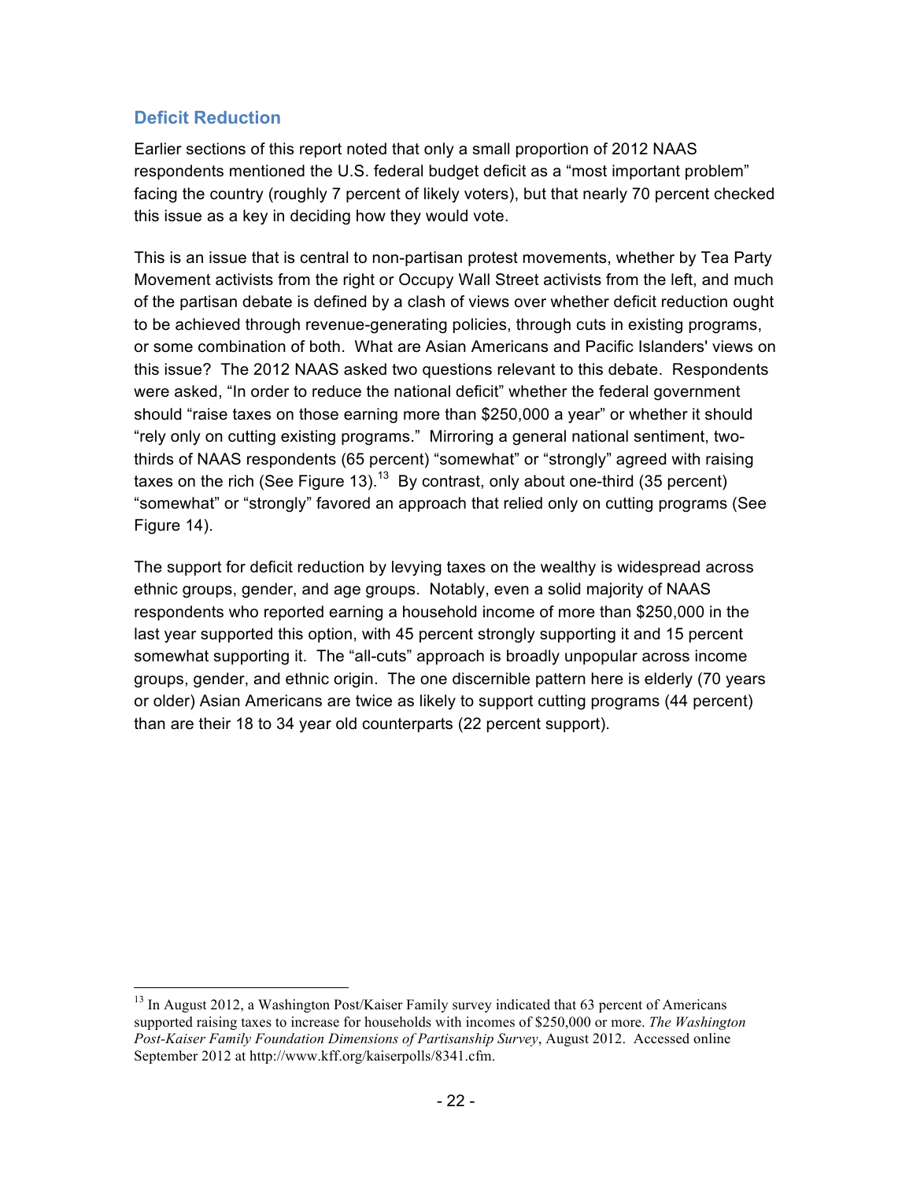## Deficit Reduction

Earlier sections of this report noted that only a small proportion of 2012 NAAS respondents mentioned the U.S. federal budget deficit as a "most important problem" facing the country (roughly 7 percent of likely voters), but that nearly 70 percent checked this issue as a key in deciding how they would vote.

This is an issue that is central to non-partisan protest movements, whether by Tea Party Movement activists from the right or Occupy Wall Street activists from the left, and much of the partisan debate is defined by a clash of views over whether deficit reduction ought to be achieved through revenue-generating policies, through cuts in existing programs, or some combination of both. What are Asian Americans and Pacific Islanders' views on this issue? The 2012 NAAS asked two questions relevant to this debate. Respondents were asked, "In order to reduce the national deficit" whether the federal government should "raise taxes on those earning more than $250,000 a year" or whether it should "rely only on cutting existing programs." Mirroring a general national sentiment, two-thirds of NAAS respondents (65 percent) "somewhat" or "strongly" agreed with raising taxes on the rich (See Figure 13).[13] By contrast, only about one-third (35 percent) "somewhat" or "strongly" favored an approach that relied only on cutting programs (See Figure 14).

The support for deficit reduction by levying taxes on the wealthy is widespread across ethnic groups, gender, and age groups. Notably, even a solid majority of NAAS respondents who reported earning a household income of more than $250,000 in the last year supported this option, with 45 percent strongly supporting it and 15 percent somewhat supporting it. The "all-cuts" approach is broadly unpopular across income groups, gender, and ethnic origin. The one discernible pattern here is elderly (70 years or older) Asian Americans are twice as likely to support cutting programs (44 percent) than are their 18 to 34 year old counterparts (22 percent support).

[13] In August 2012, a Washington Post/Kaiser Family survey indicated that 63 percent of Americans supported raising taxes to increase for households with incomes of $250,000 or more. *The Washington Post-Kaiser Family Foundation Dimensions of Partisanship Survey*, August 2012. Accessed online September 2012 at http://www.kff.org/kaiserpolls/8341.cfm.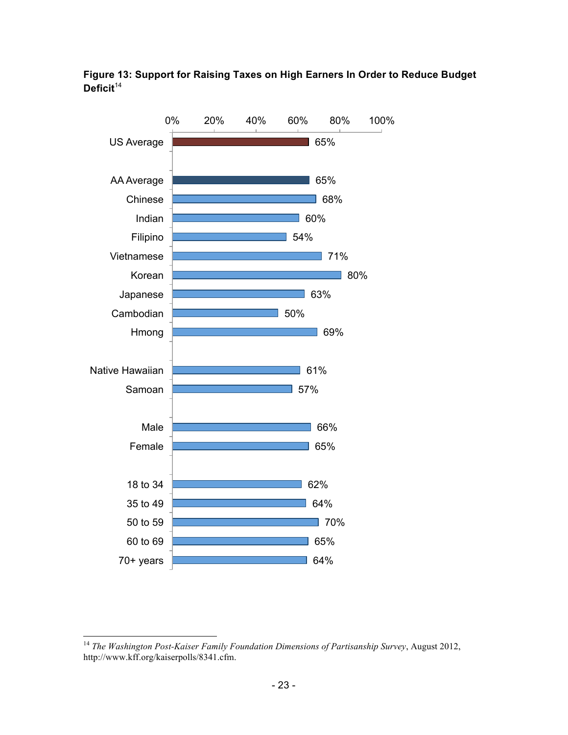**Figure 13: Support for Raising Taxes on High Earners In Order to Reduce Budget Deficit**[14]

| Group | Support |
| --- | --- |
| US Average | 65% |
| AA Average | 65% |
| Chinese | 68% |
| Indian | 60% |
| Filipino | 54% |
| Vietnamese | 71% |
| Korean | 80% |
| Japanese | 63% |
| Cambodian | 50% |
| Hmong | 69% |
| Native Hawaiian | 61% |
| Samoan | 57% |
| Male | 66% |
| Female | 65% |
| 18 to 34 | 62% |
| 35 to 49 | 64% |
| 50 to 59 | 70% |
| 60 to 69 | 65% |
| 70+ years | 64% |

---

[14] *The Washington Post-Kaiser Family Foundation Dimensions of Partisanship Survey*, August 2012, http://www.kff.org/kaiserpolls/8341.cfm.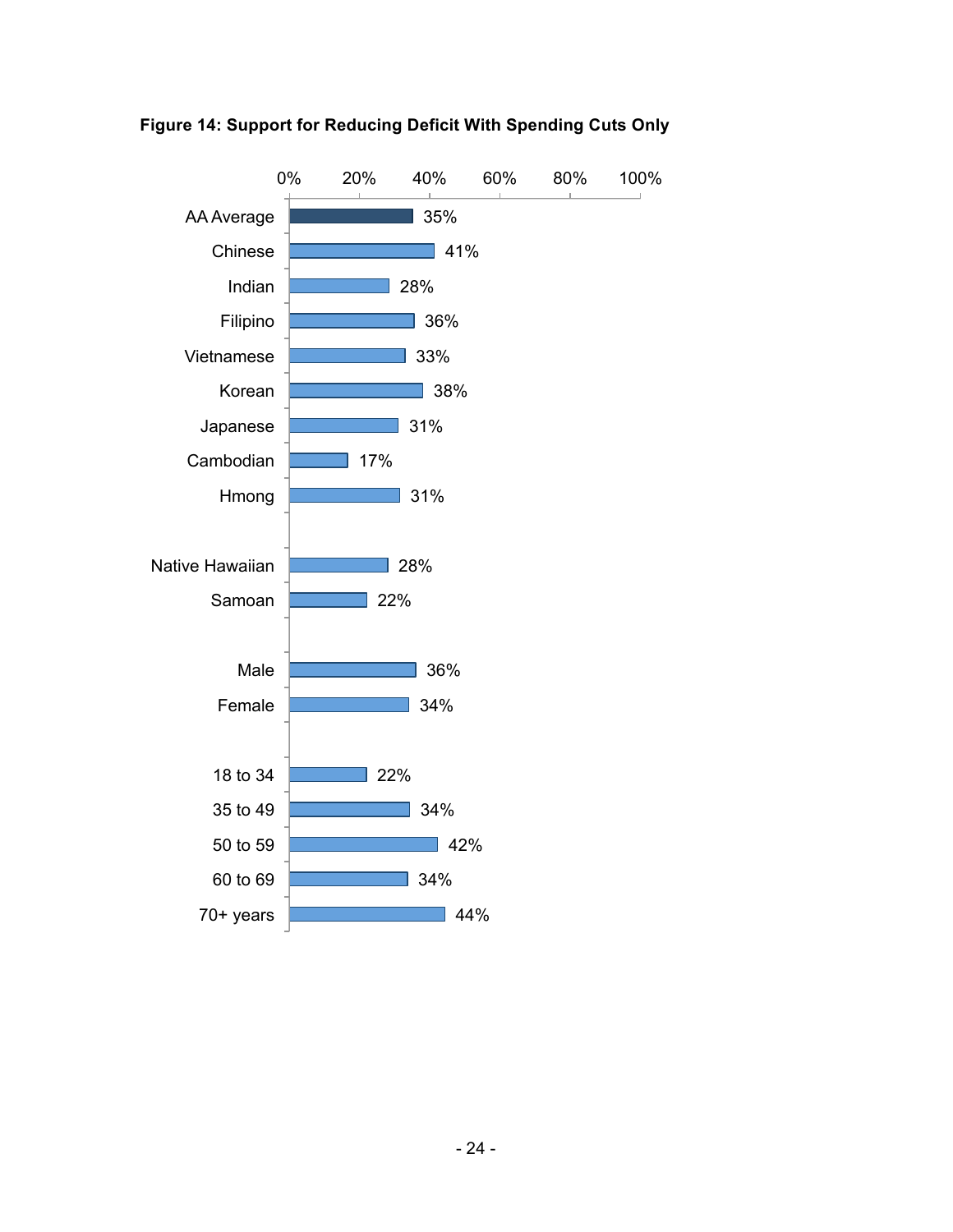**Figure 14: Support for Reducing Deficit With Spending Cuts Only**

| Group | Support |
| --- | --- |
| AA Average | 35% |
| Chinese | 41% |
| Indian | 28% |
| Filipino | 36% |
| Vietnamese | 33% |
| Korean | 38% |
| Japanese | 31% |
| Cambodian | 17% |
| Hmong | 31% |
| Native Hawaiian | 28% |
| Samoan | 22% |
| Male | 36% |
| Female | 34% |
| 18 to 34 | 22% |
| 35 to 49 | 34% |
| 50 to 59 | 42% |
| 60 to 69 | 34% |
| 70+ years | 44% |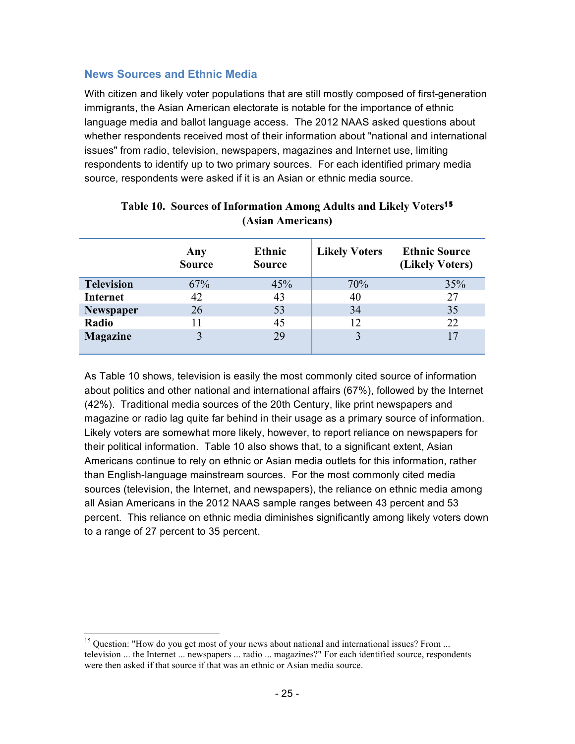## News Sources and Ethnic Media

With citizen and likely voter populations that are still mostly composed of first-generation immigrants, the Asian American electorate is notable for the importance of ethnic language media and ballot language access. The 2012 NAAS asked questions about whether respondents received most of their information about "national and international issues" from radio, television, newspapers, magazines and Internet use, limiting respondents to identify up to two primary sources. For each identified primary media source, respondents were asked if it is an Asian or ethnic media source.

**Table 10. Sources of Information Among Adults and Likely Voters[15] (Asian Americans)**

| | Any Source | Ethnic Source | Likely Voters | Ethnic Source (Likely Voters) |
|---|---|---|---|---|
| **Television** | 67% | 45% | 70% | 35% |
| **Internet** | 42 | 43 | 40 | 27 |
| **Newspaper** | 26 | 53 | 34 | 35 |
| **Radio** | 11 | 45 | 12 | 22 |
| **Magazine** | 3 | 29 | 3 | 17 |

As Table 10 shows, television is easily the most commonly cited source of information about politics and other national and international affairs (67%), followed by the Internet (42%). Traditional media sources of the 20th Century, like print newspapers and magazine or radio lag quite far behind in their usage as a primary source of information. Likely voters are somewhat more likely, however, to report reliance on newspapers for their political information. Table 10 also shows that, to a significant extent, Asian Americans continue to rely on ethnic or Asian media outlets for this information, rather than English-language mainstream sources. For the most commonly cited media sources (television, the Internet, and newspapers), the reliance on ethnic media among all Asian Americans in the 2012 NAAS sample ranges between 43 percent and 53 percent. This reliance on ethnic media diminishes significantly among likely voters down to a range of 27 percent to 35 percent.

[15] Question: "How do you get most of your news about national and international issues? From ... television ... the Internet ... newspapers ... radio ... magazines?" For each identified source, respondents were then asked if that source if that was an ethnic or Asian media source.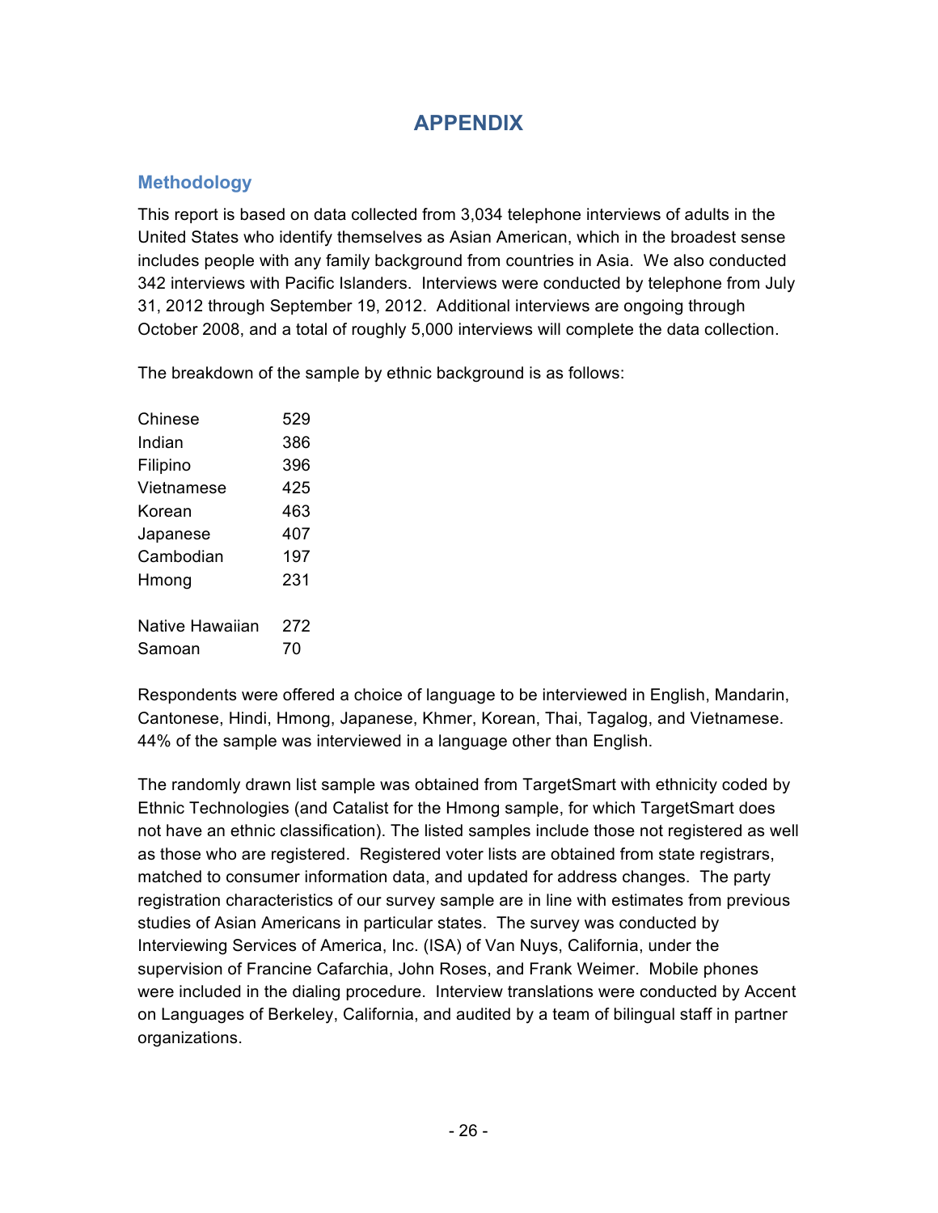# APPENDIX

## Methodology

This report is based on data collected from 3,034 telephone interviews of adults in the United States who identify themselves as Asian American, which in the broadest sense includes people with any family background from countries in Asia. We also conducted 342 interviews with Pacific Islanders. Interviews were conducted by telephone from July 31, 2012 through September 19, 2012. Additional interviews are ongoing through October 2008, and a total of roughly 5,000 interviews will complete the data collection.

The breakdown of the sample by ethnic background is as follows:

| | |
|---|---|
| Chinese | 529 |
| Indian | 386 |
| Filipino | 396 |
| Vietnamese | 425 |
| Korean | 463 |
| Japanese | 407 |
| Cambodian | 197 |
| Hmong | 231 |
| | |
| Native Hawaiian | 272 |
| Samoan | 70 |

Respondents were offered a choice of language to be interviewed in English, Mandarin, Cantonese, Hindi, Hmong, Japanese, Khmer, Korean, Thai, Tagalog, and Vietnamese. 44% of the sample was interviewed in a language other than English.

The randomly drawn list sample was obtained from TargetSmart with ethnicity coded by Ethnic Technologies (and Catalist for the Hmong sample, for which TargetSmart does not have an ethnic classification). The listed samples include those not registered as well as those who are registered. Registered voter lists are obtained from state registrars, matched to consumer information data, and updated for address changes. The party registration characteristics of our survey sample are in line with estimates from previous studies of Asian Americans in particular states. The survey was conducted by Interviewing Services of America, Inc. (ISA) of Van Nuys, California, under the supervision of Francine Cafarchia, John Roses, and Frank Weimer. Mobile phones were included in the dialing procedure. Interview translations were conducted by Accent on Languages of Berkeley, California, and audited by a team of bilingual staff in partner organizations.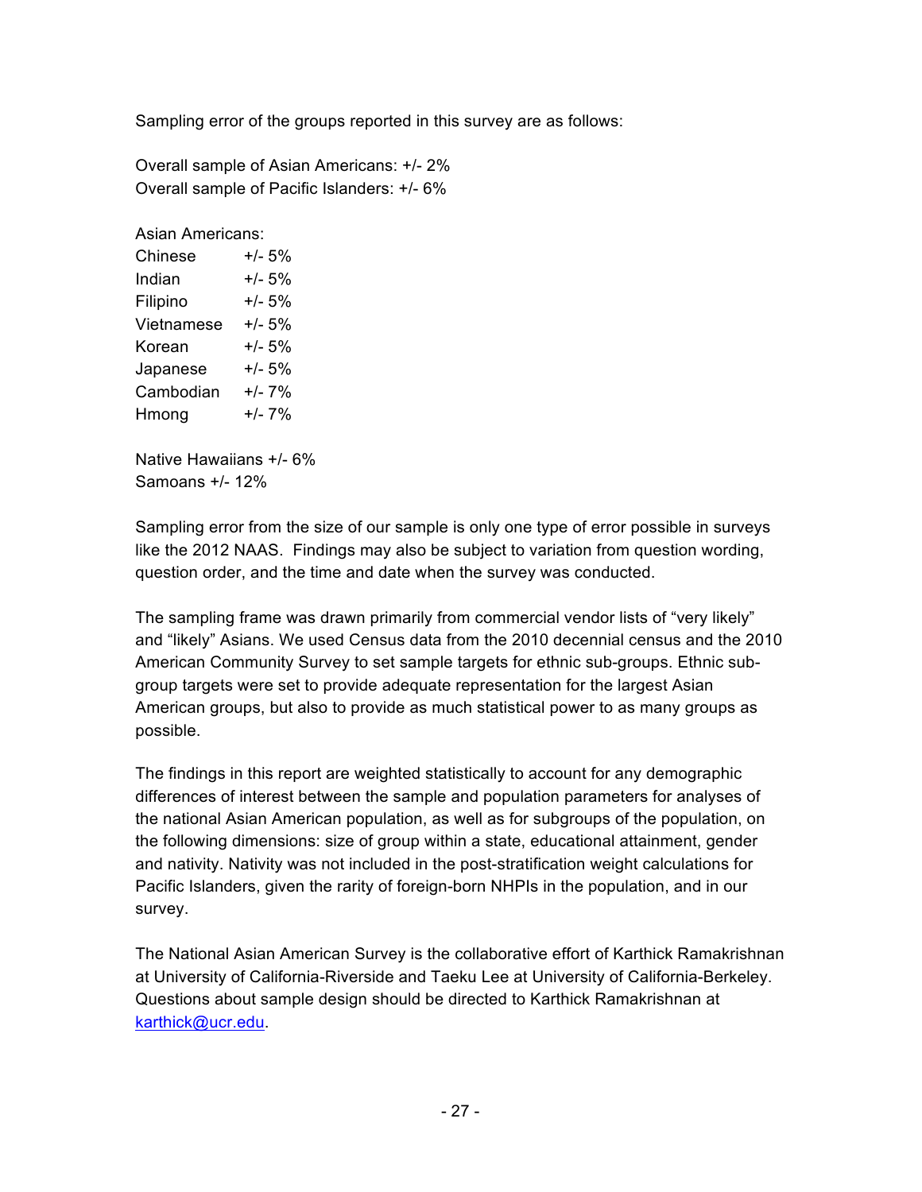Sampling error of the groups reported in this survey are as follows:

Overall sample of Asian Americans: +/- 2%
Overall sample of Pacific Islanders: +/- 6%

Asian Americans:

| | |
|---|---|
| Chinese | +/- 5% |
| Indian | +/- 5% |
| Filipino | +/- 5% |
| Vietnamese | +/- 5% |
| Korean | +/- 5% |
| Japanese | +/- 5% |
| Cambodian | +/- 7% |
| Hmong | +/- 7% |

Native Hawaiians +/- 6%
Samoans +/- 12%

Sampling error from the size of our sample is only one type of error possible in surveys like the 2012 NAAS. Findings may also be subject to variation from question wording, question order, and the time and date when the survey was conducted.

The sampling frame was drawn primarily from commercial vendor lists of "very likely" and "likely" Asians. We used Census data from the 2010 decennial census and the 2010 American Community Survey to set sample targets for ethnic sub-groups. Ethnic sub-group targets were set to provide adequate representation for the largest Asian American groups, but also to provide as much statistical power to as many groups as possible.

The findings in this report are weighted statistically to account for any demographic differences of interest between the sample and population parameters for analyses of the national Asian American population, as well as for subgroups of the population, on the following dimensions: size of group within a state, educational attainment, gender and nativity. Nativity was not included in the post-stratification weight calculations for Pacific Islanders, given the rarity of foreign-born NHPIs in the population, and in our survey.

The National Asian American Survey is the collaborative effort of Karthick Ramakrishnan at University of California-Riverside and Taeku Lee at University of California-Berkeley. Questions about sample design should be directed to Karthick Ramakrishnan at karthick@ucr.edu.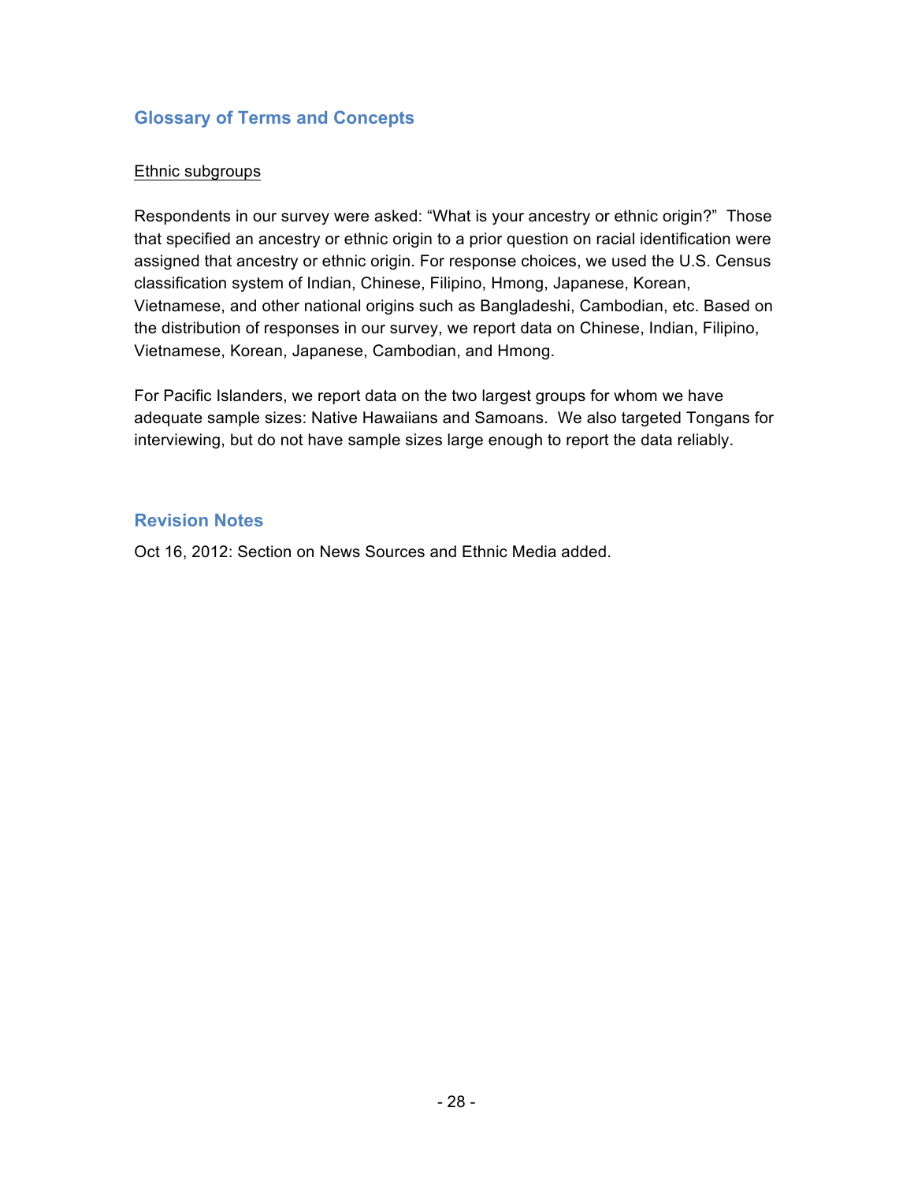## Glossary of Terms and Concepts

<u>Ethnic subgroups</u>

Respondents in our survey were asked: "What is your ancestry or ethnic origin?"  Those that specified an ancestry or ethnic origin to a prior question on racial identification were assigned that ancestry or ethnic origin. For response choices, we used the U.S. Census classification system of Indian, Chinese, Filipino, Hmong, Japanese, Korean, Vietnamese, and other national origins such as Bangladeshi, Cambodian, etc. Based on the distribution of responses in our survey, we report data on Chinese, Indian, Filipino, Vietnamese, Korean, Japanese, Cambodian, and Hmong.

For Pacific Islanders, we report data on the two largest groups for whom we have adequate sample sizes: Native Hawaiians and Samoans.  We also targeted Tongans for interviewing, but do not have sample sizes large enough to report the data reliably.

## Revision Notes

Oct 16, 2012: Section on News Sources and Ethnic Media added.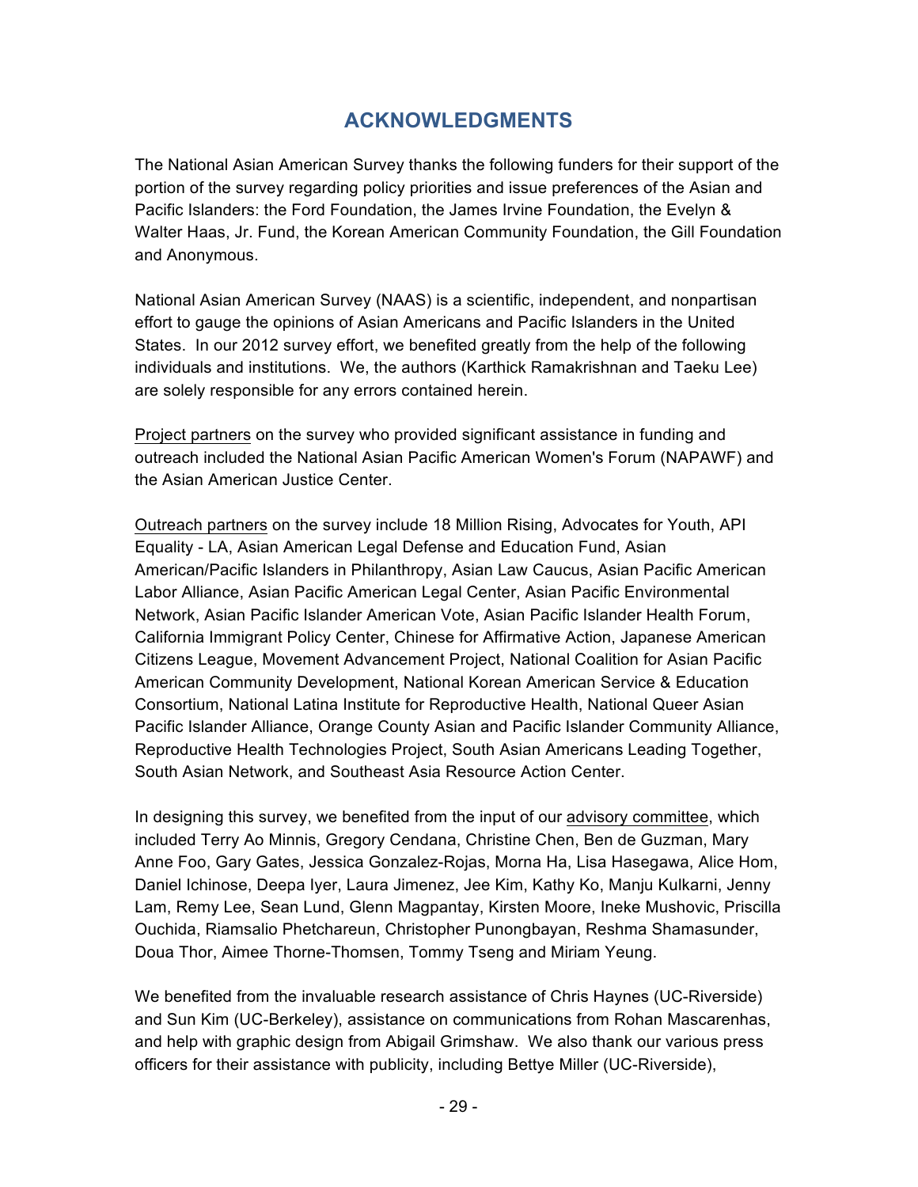# ACKNOWLEDGMENTS

The National Asian American Survey thanks the following funders for their support of the portion of the survey regarding policy priorities and issue preferences of the Asian and Pacific Islanders: the Ford Foundation, the James Irvine Foundation, the Evelyn & Walter Haas, Jr. Fund, the Korean American Community Foundation, the Gill Foundation and Anonymous.

National Asian American Survey (NAAS) is a scientific, independent, and nonpartisan effort to gauge the opinions of Asian Americans and Pacific Islanders in the United States. In our 2012 survey effort, we benefited greatly from the help of the following individuals and institutions. We, the authors (Karthick Ramakrishnan and Taeku Lee) are solely responsible for any errors contained herein.

Project partners on the survey who provided significant assistance in funding and outreach included the National Asian Pacific American Women's Forum (NAPAWF) and the Asian American Justice Center.

Outreach partners on the survey include 18 Million Rising, Advocates for Youth, API Equality - LA, Asian American Legal Defense and Education Fund, Asian American/Pacific Islanders in Philanthropy, Asian Law Caucus, Asian Pacific American Labor Alliance, Asian Pacific American Legal Center, Asian Pacific Environmental Network, Asian Pacific Islander American Vote, Asian Pacific Islander Health Forum, California Immigrant Policy Center, Chinese for Affirmative Action, Japanese American Citizens League, Movement Advancement Project, National Coalition for Asian Pacific American Community Development, National Korean American Service & Education Consortium, National Latina Institute for Reproductive Health, National Queer Asian Pacific Islander Alliance, Orange County Asian and Pacific Islander Community Alliance, Reproductive Health Technologies Project, South Asian Americans Leading Together, South Asian Network, and Southeast Asia Resource Action Center.

In designing this survey, we benefited from the input of our advisory committee, which included Terry Ao Minnis, Gregory Cendana, Christine Chen, Ben de Guzman, Mary Anne Foo, Gary Gates, Jessica Gonzalez-Rojas, Morna Ha, Lisa Hasegawa, Alice Hom, Daniel Ichinose, Deepa Iyer, Laura Jimenez, Jee Kim, Kathy Ko, Manju Kulkarni, Jenny Lam, Remy Lee, Sean Lund, Glenn Magpantay, Kirsten Moore, Ineke Mushovic, Priscilla Ouchida, Riamsalio Phetchareun, Christopher Punongbayan, Reshma Shamasunder, Doua Thor, Aimee Thorne-Thomsen, Tommy Tseng and Miriam Yeung.

We benefited from the invaluable research assistance of Chris Haynes (UC-Riverside) and Sun Kim (UC-Berkeley), assistance on communications from Rohan Mascarenhas, and help with graphic design from Abigail Grimshaw. We also thank our various press officers for their assistance with publicity, including Bettye Miller (UC-Riverside),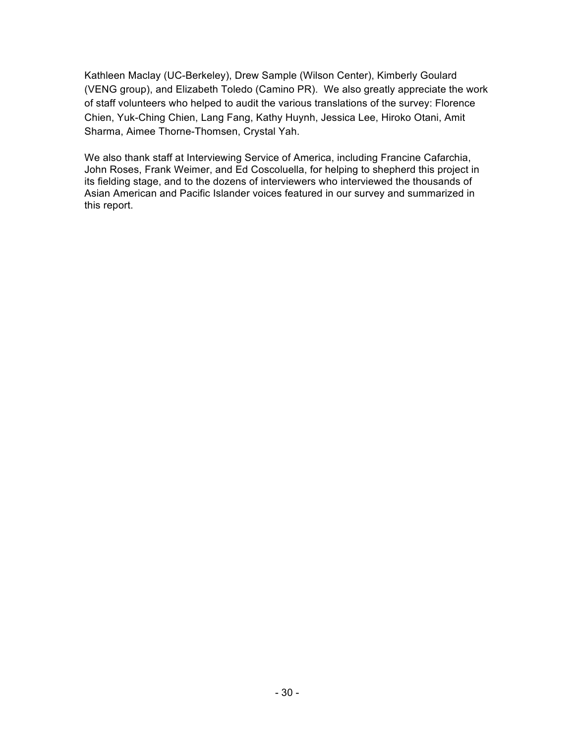Kathleen Maclay (UC-Berkeley), Drew Sample (Wilson Center), Kimberly Goulard (VENG group), and Elizabeth Toledo (Camino PR). We also greatly appreciate the work of staff volunteers who helped to audit the various translations of the survey: Florence Chien, Yuk-Ching Chien, Lang Fang, Kathy Huynh, Jessica Lee, Hiroko Otani, Amit Sharma, Aimee Thorne-Thomsen, Crystal Yah.

We also thank staff at Interviewing Service of America, including Francine Cafarchia, John Roses, Frank Weimer, and Ed Coscoluella, for helping to shepherd this project in its fielding stage, and to the dozens of interviewers who interviewed the thousands of Asian American and Pacific Islander voices featured in our survey and summarized in this report.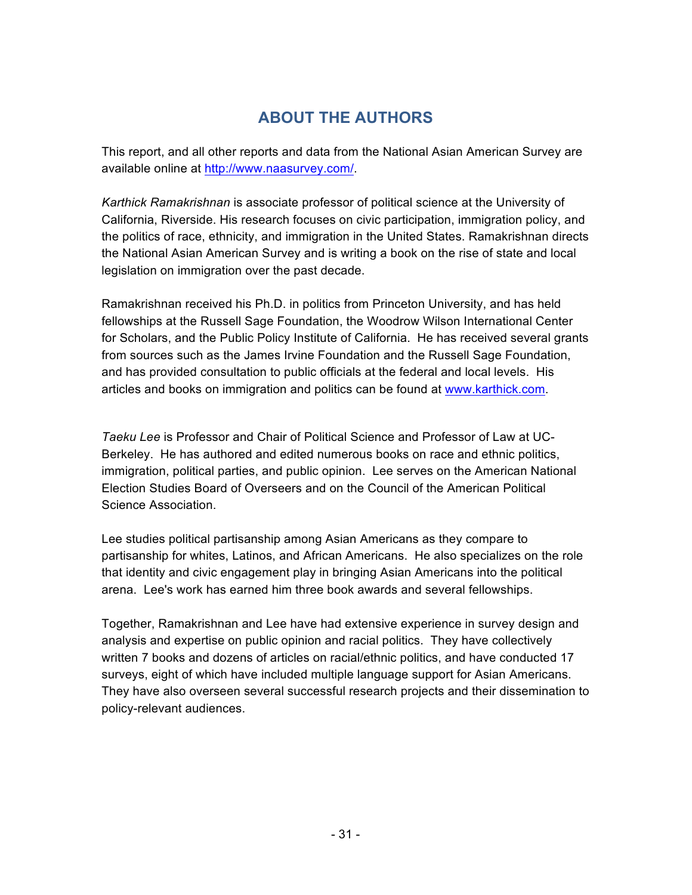# ABOUT THE AUTHORS

This report, and all other reports and data from the National Asian American Survey are available online at http://www.naasurvey.com/.

*Karthick Ramakrishnan* is associate professor of political science at the University of California, Riverside. His research focuses on civic participation, immigration policy, and the politics of race, ethnicity, and immigration in the United States. Ramakrishnan directs the National Asian American Survey and is writing a book on the rise of state and local legislation on immigration over the past decade.

Ramakrishnan received his Ph.D. in politics from Princeton University, and has held fellowships at the Russell Sage Foundation, the Woodrow Wilson International Center for Scholars, and the Public Policy Institute of California. He has received several grants from sources such as the James Irvine Foundation and the Russell Sage Foundation, and has provided consultation to public officials at the federal and local levels. His articles and books on immigration and politics can be found at www.karthick.com.

*Taeku Lee* is Professor and Chair of Political Science and Professor of Law at UC-Berkeley. He has authored and edited numerous books on race and ethnic politics, immigration, political parties, and public opinion. Lee serves on the American National Election Studies Board of Overseers and on the Council of the American Political Science Association.

Lee studies political partisanship among Asian Americans as they compare to partisanship for whites, Latinos, and African Americans. He also specializes on the role that identity and civic engagement play in bringing Asian Americans into the political arena. Lee's work has earned him three book awards and several fellowships.

Together, Ramakrishnan and Lee have had extensive experience in survey design and analysis and expertise on public opinion and racial politics. They have collectively written 7 books and dozens of articles on racial/ethnic politics, and have conducted 17 surveys, eight of which have included multiple language support for Asian Americans. They have also overseen several successful research projects and their dissemination to policy-relevant audiences.